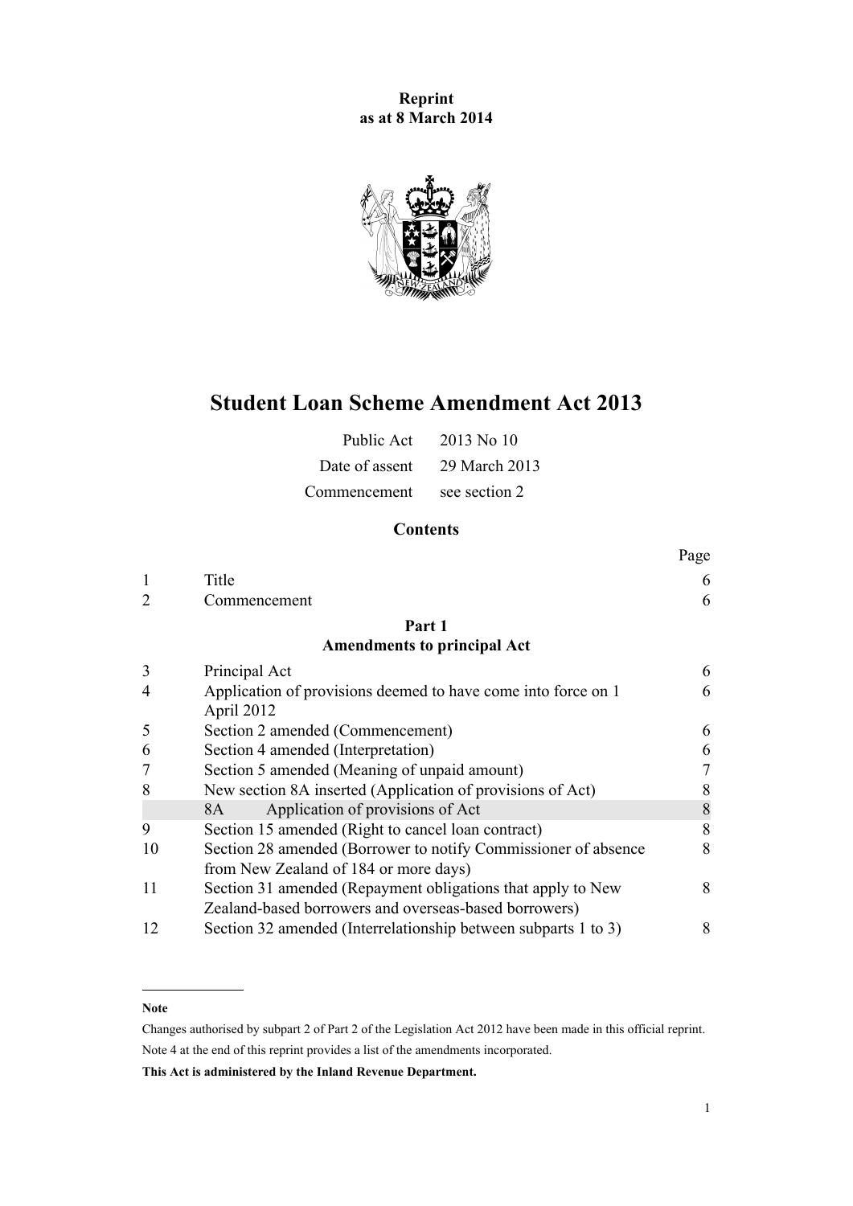**Reprint**
**as at 8 March 2014**

# Student Loan Scheme Amendment Act 2013

| | |
|---|---|
| Public Act | 2013 No 10 |
| Date of assent | 29 March 2013 |
| Commencement | see section 2 |

## Contents

| | | Page |
|---|---|---|
| 1 | Title | 6 |
| 2 | Commencement | 6 |
| | **Part 1** **Amendments to principal Act** | |
| 3 | Principal Act | 6 |
| 4 | Application of provisions deemed to have come into force on 1 April 2012 | 6 |
| 5 | Section 2 amended (Commencement) | 6 |
| 6 | Section 4 amended (Interpretation) | 6 |
| 7 | Section 5 amended (Meaning of unpaid amount) | 7 |
| 8 | New section 8A inserted (Application of provisions of Act) | 8 |
| | 8A Application of provisions of Act | 8 |
| 9 | Section 15 amended (Right to cancel loan contract) | 8 |
| 10 | Section 28 amended (Borrower to notify Commissioner of absence from New Zealand of 184 or more days) | 8 |
| 11 | Section 31 amended (Repayment obligations that apply to New Zealand-based borrowers and overseas-based borrowers) | 8 |
| 12 | Section 32 amended (Interrelationship between subparts 1 to 3) | 8 |

**Note**

Changes authorised by subpart 2 of Part 2 of the Legislation Act 2012 have been made in this official reprint.

Note 4 at the end of this reprint provides a list of the amendments incorporated.

**This Act is administered by the Inland Revenue Department.**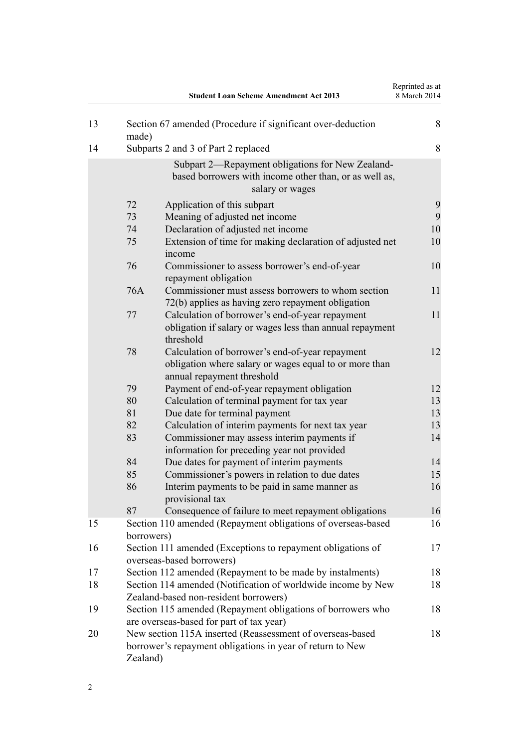| | | |
|---|---|---|
| 13 | Section 67 amended (Procedure if significant over-deduction made) | 8 |
| 14 | Subparts 2 and 3 of Part 2 replaced | 8 |

Subpart 2—Repayment obligations for New Zealand-based borrowers with income other than, or as well as, salary or wages

| | | |
|---|---|---|
| 72 | Application of this subpart | 9 |
| 73 | Meaning of adjusted net income | 9 |
| 74 | Declaration of adjusted net income | 10 |
| 75 | Extension of time for making declaration of adjusted net income | 10 |
| 76 | Commissioner to assess borrower's end-of-year repayment obligation | 10 |
| 76A | Commissioner must assess borrowers to whom section 72(b) applies as having zero repayment obligation | 11 |
| 77 | Calculation of borrower's end-of-year repayment obligation if salary or wages less than annual repayment threshold | 11 |
| 78 | Calculation of borrower's end-of-year repayment obligation where salary or wages equal to or more than annual repayment threshold | 12 |
| 79 | Payment of end-of-year repayment obligation | 12 |
| 80 | Calculation of terminal payment for tax year | 13 |
| 81 | Due date for terminal payment | 13 |
| 82 | Calculation of interim payments for next tax year | 13 |
| 83 | Commissioner may assess interim payments if information for preceding year not provided | 14 |
| 84 | Due dates for payment of interim payments | 14 |
| 85 | Commissioner's powers in relation to due dates | 15 |
| 86 | Interim payments to be paid in same manner as provisional tax | 16 |
| 87 | Consequence of failure to meet repayment obligations | 16 |

| | | |
|---|---|---|
| 15 | Section 110 amended (Repayment obligations of overseas-based borrowers) | 16 |
| 16 | Section 111 amended (Exceptions to repayment obligations of overseas-based borrowers) | 17 |
| 17 | Section 112 amended (Repayment to be made by instalments) | 18 |
| 18 | Section 114 amended (Notification of worldwide income by New Zealand-based non-resident borrowers) | 18 |
| 19 | Section 115 amended (Repayment obligations of borrowers who are overseas-based for part of tax year) | 18 |
| 20 | New section 115A inserted (Reassessment of overseas-based borrower's repayment obligations in year of return to New Zealand) | 18 |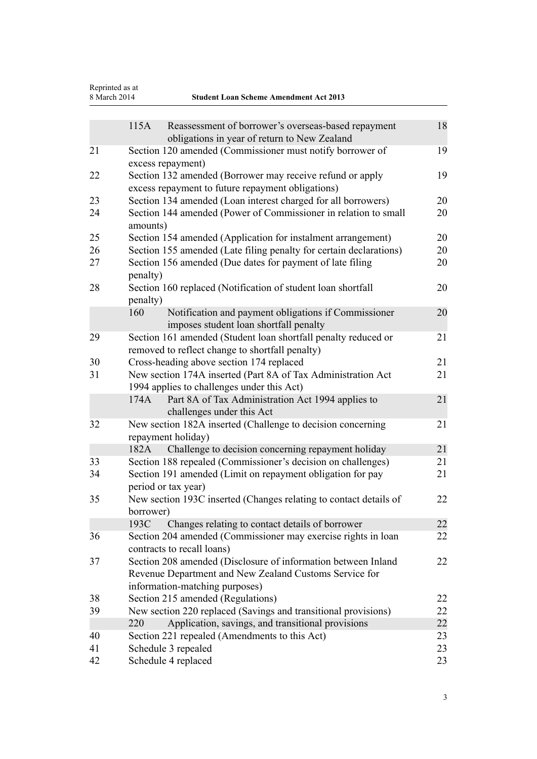| | | |
|---|---|---|
| | 115A Reassessment of borrower’s overseas-based repayment obligations in year of return to New Zealand | 18 |
| 21 | Section 120 amended (Commissioner must notify borrower of excess repayment) | 19 |
| 22 | Section 132 amended (Borrower may receive refund or apply excess repayment to future repayment obligations) | 19 |
| 23 | Section 134 amended (Loan interest charged for all borrowers) | 20 |
| 24 | Section 144 amended (Power of Commissioner in relation to small amounts) | 20 |
| 25 | Section 154 amended (Application for instalment arrangement) | 20 |
| 26 | Section 155 amended (Late filing penalty for certain declarations) | 20 |
| 27 | Section 156 amended (Due dates for payment of late filing penalty) | 20 |
| 28 | Section 160 replaced (Notification of student loan shortfall penalty) | 20 |
| | 160 Notification and payment obligations if Commissioner imposes student loan shortfall penalty | 20 |
| 29 | Section 161 amended (Student loan shortfall penalty reduced or removed to reflect change to shortfall penalty) | 21 |
| 30 | Cross-heading above section 174 replaced | 21 |
| 31 | New section 174A inserted (Part 8A of Tax Administration Act 1994 applies to challenges under this Act) | 21 |
| | 174A Part 8A of Tax Administration Act 1994 applies to challenges under this Act | 21 |
| 32 | New section 182A inserted (Challenge to decision concerning repayment holiday) | 21 |
| | 182A Challenge to decision concerning repayment holiday | 21 |
| 33 | Section 188 repealed (Commissioner’s decision on challenges) | 21 |
| 34 | Section 191 amended (Limit on repayment obligation for pay period or tax year) | 21 |
| 35 | New section 193C inserted (Changes relating to contact details of borrower) | 22 |
| | 193C Changes relating to contact details of borrower | 22 |
| 36 | Section 204 amended (Commissioner may exercise rights in loan contracts to recall loans) | 22 |
| 37 | Section 208 amended (Disclosure of information between Inland Revenue Department and New Zealand Customs Service for information-matching purposes) | 22 |
| 38 | Section 215 amended (Regulations) | 22 |
| 39 | New section 220 replaced (Savings and transitional provisions) | 22 |
| | 220 Application, savings, and transitional provisions | 22 |
| 40 | Section 221 repealed (Amendments to this Act) | 23 |
| 41 | Schedule 3 repealed | 23 |
| 42 | Schedule 4 replaced | 23 |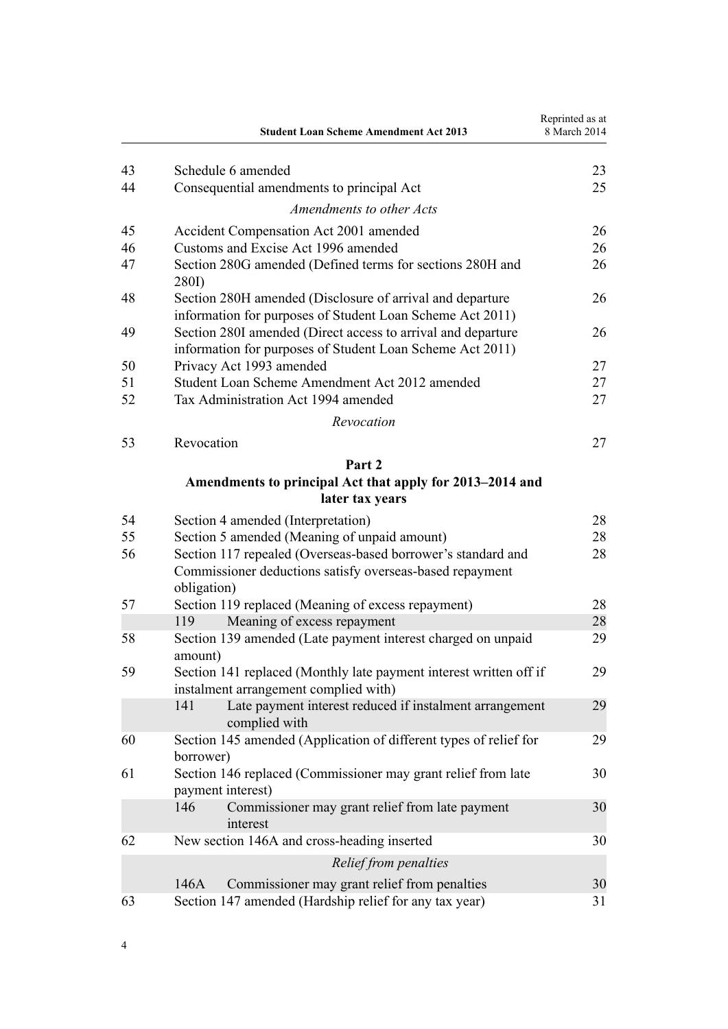| | | |
|---|---|---|
| 43 | Schedule 6 amended | 23 |
| 44 | Consequential amendments to principal Act | 25 |
| | *Amendments to other Acts* | |
| 45 | Accident Compensation Act 2001 amended | 26 |
| 46 | Customs and Excise Act 1996 amended | 26 |
| 47 | Section 280G amended (Defined terms for sections 280H and 280I) | 26 |
| 48 | Section 280H amended (Disclosure of arrival and departure information for purposes of Student Loan Scheme Act 2011) | 26 |
| 49 | Section 280I amended (Direct access to arrival and departure information for purposes of Student Loan Scheme Act 2011) | 26 |
| 50 | Privacy Act 1993 amended | 27 |
| 51 | Student Loan Scheme Amendment Act 2012 amended | 27 |
| 52 | Tax Administration Act 1994 amended | 27 |
| | *Revocation* | |
| 53 | Revocation | 27 |

**Part 2**
**Amendments to principal Act that apply for 2013–2014 and later tax years**

| | | |
|---|---|---|
| 54 | Section 4 amended (Interpretation) | 28 |
| 55 | Section 5 amended (Meaning of unpaid amount) | 28 |
| 56 | Section 117 repealed (Overseas-based borrower's standard and Commissioner deductions satisfy overseas-based repayment obligation) | 28 |
| 57 | Section 119 replaced (Meaning of excess repayment) | 28 |
| | 119 Meaning of excess repayment | 28 |
| 58 | Section 139 amended (Late payment interest charged on unpaid amount) | 29 |
| 59 | Section 141 replaced (Monthly late payment interest written off if instalment arrangement complied with) | 29 |
| | 141 Late payment interest reduced if instalment arrangement complied with | 29 |
| 60 | Section 145 amended (Application of different types of relief for borrower) | 29 |
| 61 | Section 146 replaced (Commissioner may grant relief from late payment interest) | 30 |
| | 146 Commissioner may grant relief from late payment interest | 30 |
| 62 | New section 146A and cross-heading inserted | 30 |
| | *Relief from penalties* | |
| | 146A Commissioner may grant relief from penalties | 30 |
| 63 | Section 147 amended (Hardship relief for any tax year) | 31 |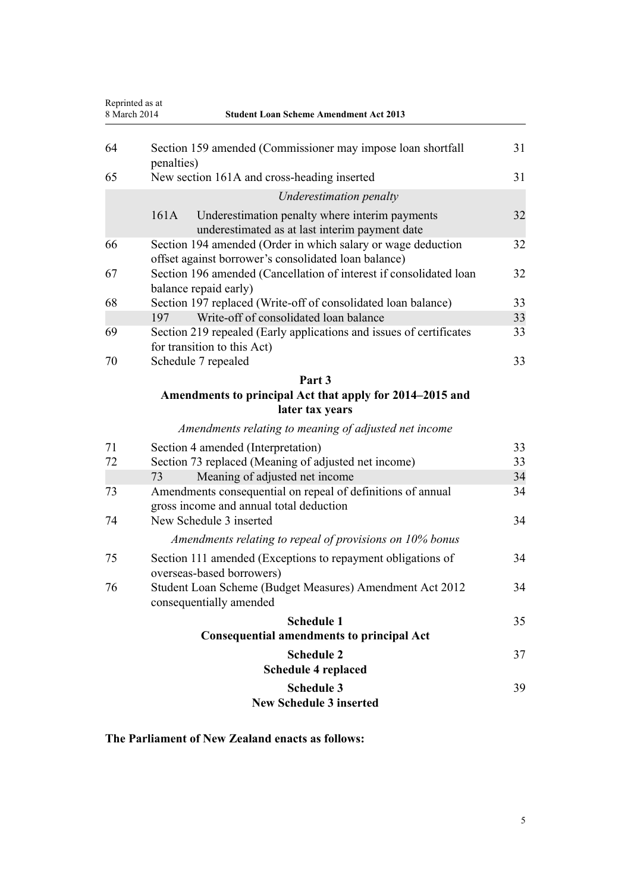| | | |
|---|---|---|
| 64 | Section 159 amended (Commissioner may impose loan shortfall penalties) | 31 |
| 65 | New section 161A and cross-heading inserted | 31 |
| | *Underestimation penalty* | |
| | 161A Underestimation penalty where interim payments underestimated as at last interim payment date | 32 |
| 66 | Section 194 amended (Order in which salary or wage deduction offset against borrower's consolidated loan balance) | 32 |
| 67 | Section 196 amended (Cancellation of interest if consolidated loan balance repaid early) | 32 |
| 68 | Section 197 replaced (Write-off of consolidated loan balance) | 33 |
| | 197 Write-off of consolidated loan balance | 33 |
| 69 | Section 219 repealed (Early applications and issues of certificates for transition to this Act) | 33 |
| 70 | Schedule 7 repealed | 33 |

**Part 3**
**Amendments to principal Act that apply for 2014–2015 and later tax years**

*Amendments relating to meaning of adjusted net income*

| | | |
|---|---|---|
| 71 | Section 4 amended (Interpretation) | 33 |
| 72 | Section 73 replaced (Meaning of adjusted net income) | 33 |
| | 73 Meaning of adjusted net income | 34 |
| 73 | Amendments consequential on repeal of definitions of annual gross income and annual total deduction | 34 |
| 74 | New Schedule 3 inserted | 34 |

*Amendments relating to repeal of provisions on 10% bonus*

| | | |
|---|---|---|
| 75 | Section 111 amended (Exceptions to repayment obligations of overseas-based borrowers) | 34 |
| 76 | Student Loan Scheme (Budget Measures) Amendment Act 2012 consequentially amended | 34 |

**Schedule 1** — 35
**Consequential amendments to principal Act**

**Schedule 2** — 37
**Schedule 4 replaced**

**Schedule 3** — 39
**New Schedule 3 inserted**

**The Parliament of New Zealand enacts as follows:**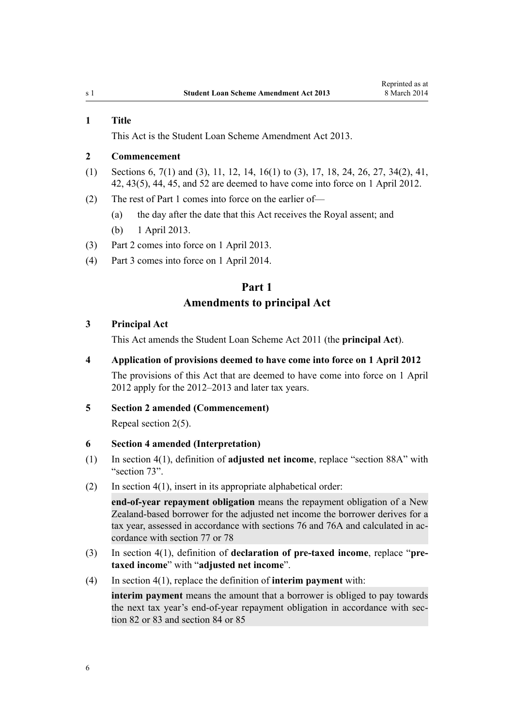### 1 Title

This Act is the Student Loan Scheme Amendment Act 2013.

### 2 Commencement

(1) Sections 6, 7(1) and (3), 11, 12, 14, 16(1) to (3), 17, 18, 24, 26, 27, 34(2), 41, 42, 43(5), 44, 45, and 52 are deemed to have come into force on 1 April 2012.

(2) The rest of Part 1 comes into force on the earlier of—

(a) the day after the date that this Act receives the Royal assent; and

(b) 1 April 2013.

(3) Part 2 comes into force on 1 April 2013.

(4) Part 3 comes into force on 1 April 2014.

## Part 1
## Amendments to principal Act

### 3 Principal Act

This Act amends the Student Loan Scheme Act 2011 (the **principal Act**).

### 4 Application of provisions deemed to have come into force on 1 April 2012

The provisions of this Act that are deemed to have come into force on 1 April 2012 apply for the 2012–2013 and later tax years.

### 5 Section 2 amended (Commencement)

Repeal section 2(5).

### 6 Section 4 amended (Interpretation)

(1) In section 4(1), definition of **adjusted net income**, replace "section 88A" with "section 73".

(2) In section 4(1), insert in its appropriate alphabetical order:

> **end-of-year repayment obligation** means the repayment obligation of a New Zealand-based borrower for the adjusted net income the borrower derives for a tax year, assessed in accordance with sections 76 and 76A and calculated in accordance with section 77 or 78

(3) In section 4(1), definition of **declaration of pre-taxed income**, replace "**pre-taxed income**" with "**adjusted net income**".

(4) In section 4(1), replace the definition of **interim payment** with:

> **interim payment** means the amount that a borrower is obliged to pay towards the next tax year's end-of-year repayment obligation in accordance with section 82 or 83 and section 84 or 85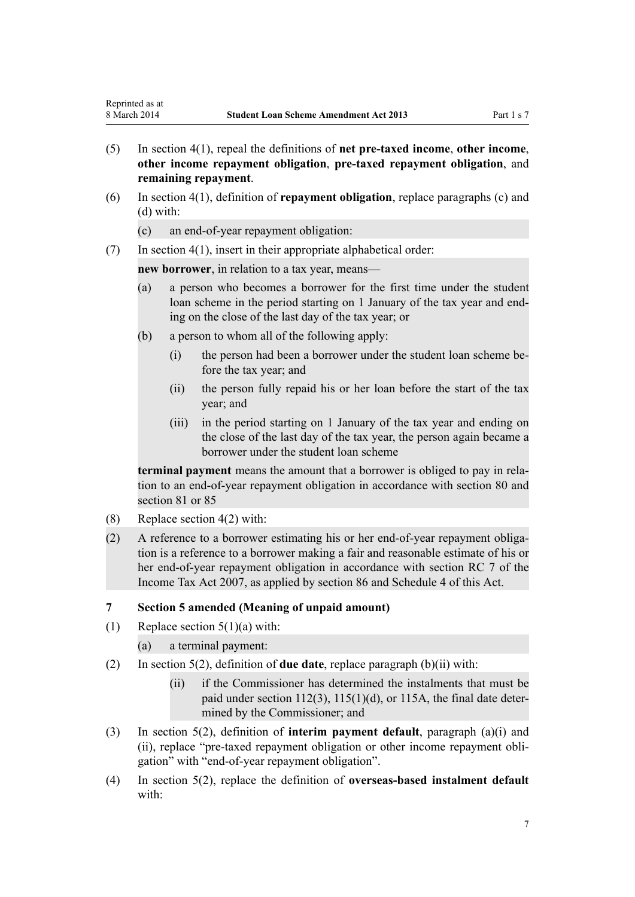(5) In section 4(1), repeal the definitions of **net pre-taxed income**, **other income**, **other income repayment obligation**, **pre-taxed repayment obligation**, and **remaining repayment**.

(6) In section 4(1), definition of **repayment obligation**, replace paragraphs (c) and (d) with:

> (c) an end-of-year repayment obligation:

(7) In section 4(1), insert in their appropriate alphabetical order:

> **new borrower**, in relation to a tax year, means—
>
> (a) a person who becomes a borrower for the first time under the student loan scheme in the period starting on 1 January of the tax year and ending on the close of the last day of the tax year; or
>
> (b) a person to whom all of the following apply:
>
> (i) the person had been a borrower under the student loan scheme before the tax year; and
>
> (ii) the person fully repaid his or her loan before the start of the tax year; and
>
> (iii) in the period starting on 1 January of the tax year and ending on the close of the last day of the tax year, the person again became a borrower under the student loan scheme
>
> **terminal payment** means the amount that a borrower is obliged to pay in relation to an end-of-year repayment obligation in accordance with section 80 and section 81 or 85

(8) Replace section 4(2) with:

> (2) A reference to a borrower estimating his or her end-of-year repayment obligation is a reference to a borrower making a fair and reasonable estimate of his or her end-of-year repayment obligation in accordance with section RC 7 of the Income Tax Act 2007, as applied by section 86 and Schedule 4 of this Act.

### 7 Section 5 amended (Meaning of unpaid amount)

(1) Replace section 5(1)(a) with:

> (a) a terminal payment:

(2) In section 5(2), definition of **due date**, replace paragraph (b)(ii) with:

> (ii) if the Commissioner has determined the instalments that must be paid under section 112(3), 115(1)(d), or 115A, the final date determined by the Commissioner; and

(3) In section 5(2), definition of **interim payment default**, paragraph (a)(i) and (ii), replace "pre-taxed repayment obligation or other income repayment obligation" with "end-of-year repayment obligation".

(4) In section 5(2), replace the definition of **overseas-based instalment default** with: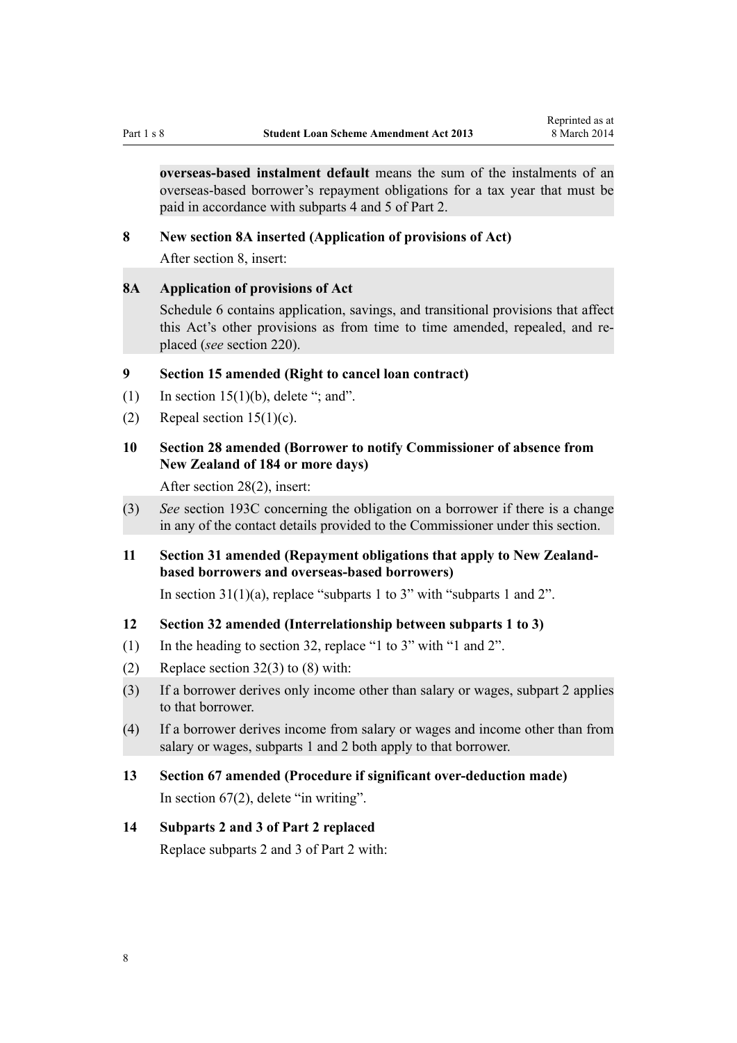**overseas-based instalment default** means the sum of the instalments of an overseas-based borrower's repayment obligations for a tax year that must be paid in accordance with subparts 4 and 5 of Part 2.

### 8 New section 8A inserted (Application of provisions of Act)

After section 8, insert:

### 8A Application of provisions of Act

Schedule 6 contains application, savings, and transitional provisions that affect this Act's other provisions as from time to time amended, repealed, and replaced (*see* section 220).

### 9 Section 15 amended (Right to cancel loan contract)

(1) In section 15(1)(b), delete "; and".

(2) Repeal section 15(1)(c).

### 10 Section 28 amended (Borrower to notify Commissioner of absence from New Zealand of 184 or more days)

After section 28(2), insert:

(3) *See* section 193C concerning the obligation on a borrower if there is a change in any of the contact details provided to the Commissioner under this section.

### 11 Section 31 amended (Repayment obligations that apply to New Zealand-based borrowers and overseas-based borrowers)

In section 31(1)(a), replace "subparts 1 to 3" with "subparts 1 and 2".

### 12 Section 32 amended (Interrelationship between subparts 1 to 3)

(1) In the heading to section 32, replace "1 to 3" with "1 and 2".

(2) Replace section 32(3) to (8) with:

(3) If a borrower derives only income other than salary or wages, subpart 2 applies to that borrower.

(4) If a borrower derives income from salary or wages and income other than from salary or wages, subparts 1 and 2 both apply to that borrower.

### 13 Section 67 amended (Procedure if significant over-deduction made)

In section 67(2), delete "in writing".

### 14 Subparts 2 and 3 of Part 2 replaced

Replace subparts 2 and 3 of Part 2 with: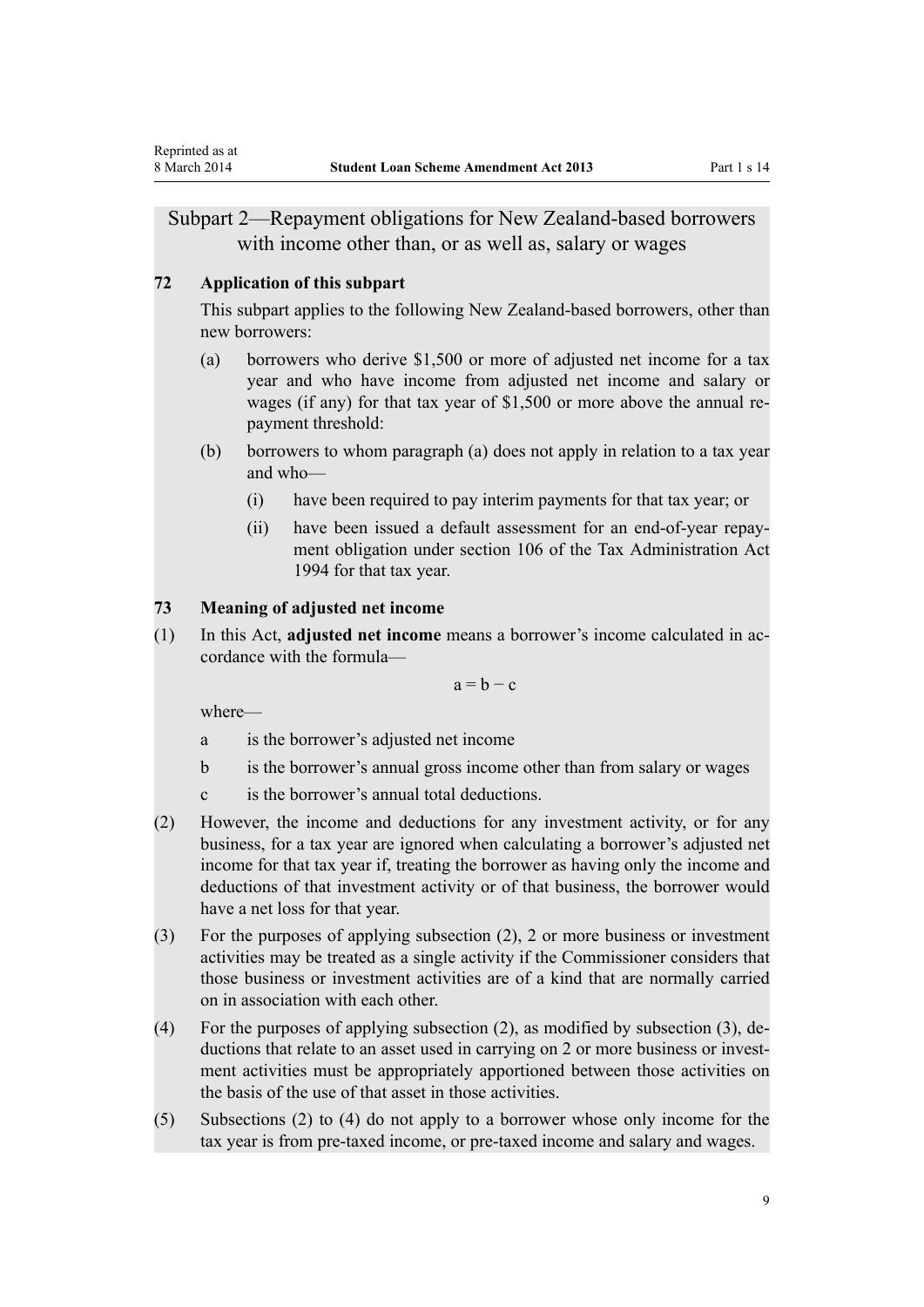## Subpart 2—Repayment obligations for New Zealand-based borrowers with income other than, or as well as, salary or wages

### 72 Application of this subpart

This subpart applies to the following New Zealand-based borrowers, other than new borrowers:

(a) borrowers who derive $1,500 or more of adjusted net income for a tax year and who have income from adjusted net income and salary or wages (if any) for that tax year of $1,500 or more above the annual repayment threshold:

(b) borrowers to whom paragraph (a) does not apply in relation to a tax year and who—

  (i) have been required to pay interim payments for that tax year; or

  (ii) have been issued a default assessment for an end-of-year repayment obligation under section 106 of the Tax Administration Act 1994 for that tax year.

### 73 Meaning of adjusted net income

(1) In this Act, **adjusted net income** means a borrower's income calculated in accordance with the formula—

$$a = b - c$$

where—

a is the borrower's adjusted net income

b is the borrower's annual gross income other than from salary or wages

c is the borrower's annual total deductions.

(2) However, the income and deductions for any investment activity, or for any business, for a tax year are ignored when calculating a borrower's adjusted net income for that tax year if, treating the borrower as having only the income and deductions of that investment activity or of that business, the borrower would have a net loss for that year.

(3) For the purposes of applying subsection (2), 2 or more business or investment activities may be treated as a single activity if the Commissioner considers that those business or investment activities are of a kind that are normally carried on in association with each other.

(4) For the purposes of applying subsection (2), as modified by subsection (3), deductions that relate to an asset used in carrying on 2 or more business or investment activities must be appropriately apportioned between those activities on the basis of the use of that asset in those activities.

(5) Subsections (2) to (4) do not apply to a borrower whose only income for the tax year is from pre-taxed income, or pre-taxed income and salary and wages.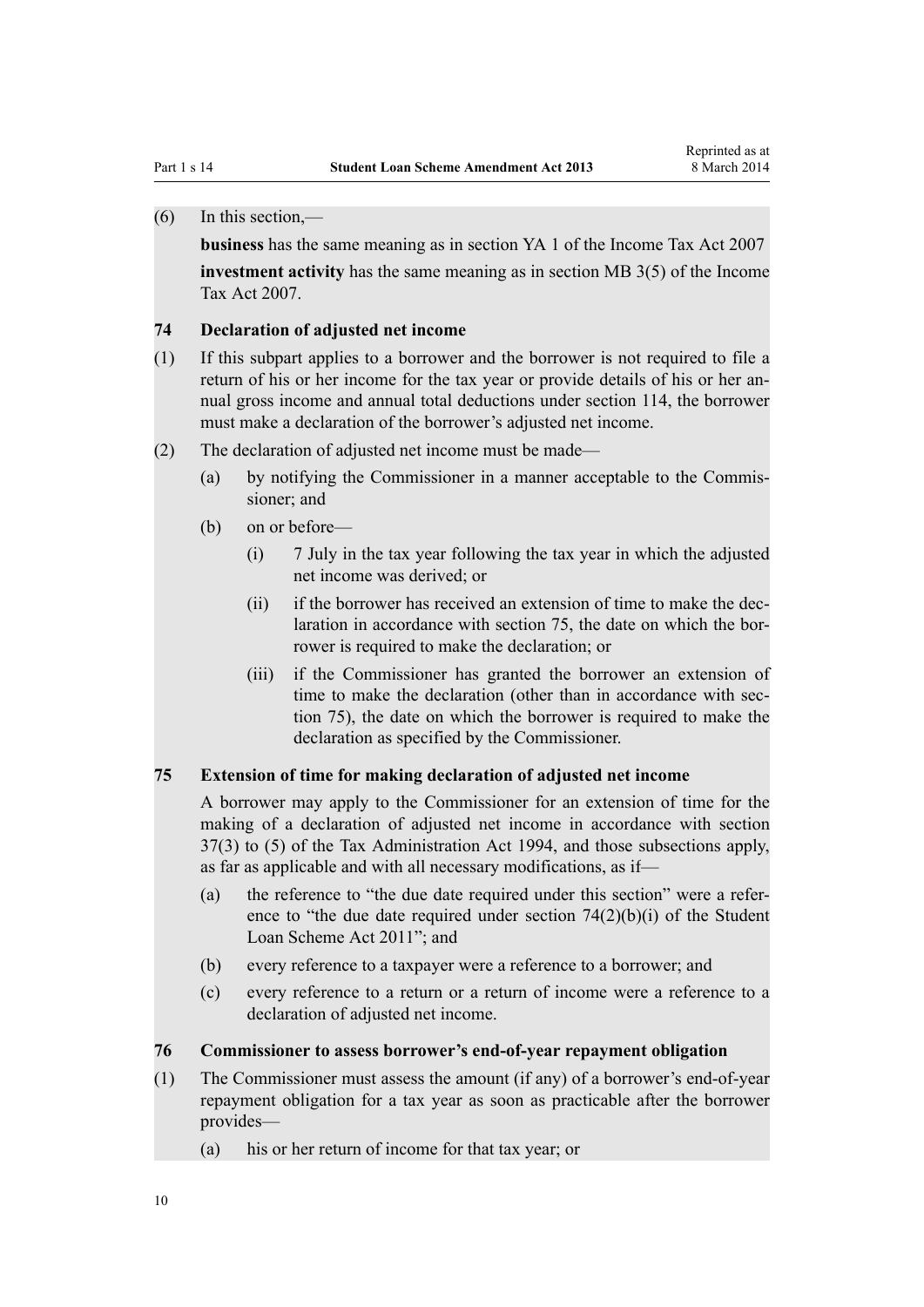(6) In this section,—

**business** has the same meaning as in section YA 1 of the Income Tax Act 2007

**investment activity** has the same meaning as in section MB 3(5) of the Income Tax Act 2007.

### 74 Declaration of adjusted net income

(1) If this subpart applies to a borrower and the borrower is not required to file a return of his or her income for the tax year or provide details of his or her annual gross income and annual total deductions under section 114, the borrower must make a declaration of the borrower's adjusted net income.

(2) The declaration of adjusted net income must be made—

- (a) by notifying the Commissioner in a manner acceptable to the Commissioner; and
- (b) on or before—
  - (i) 7 July in the tax year following the tax year in which the adjusted net income was derived; or
  - (ii) if the borrower has received an extension of time to make the declaration in accordance with section 75, the date on which the borrower is required to make the declaration; or
  - (iii) if the Commissioner has granted the borrower an extension of time to make the declaration (other than in accordance with section 75), the date on which the borrower is required to make the declaration as specified by the Commissioner.

### 75 Extension of time for making declaration of adjusted net income

A borrower may apply to the Commissioner for an extension of time for the making of a declaration of adjusted net income in accordance with section 37(3) to (5) of the Tax Administration Act 1994, and those subsections apply, as far as applicable and with all necessary modifications, as if—

- (a) the reference to "the due date required under this section" were a reference to "the due date required under section 74(2)(b)(i) of the Student Loan Scheme Act 2011"; and
- (b) every reference to a taxpayer were a reference to a borrower; and
- (c) every reference to a return or a return of income were a reference to a declaration of adjusted net income.

### 76 Commissioner to assess borrower's end-of-year repayment obligation

(1) The Commissioner must assess the amount (if any) of a borrower's end-of-year repayment obligation for a tax year as soon as practicable after the borrower provides—

- (a) his or her return of income for that tax year; or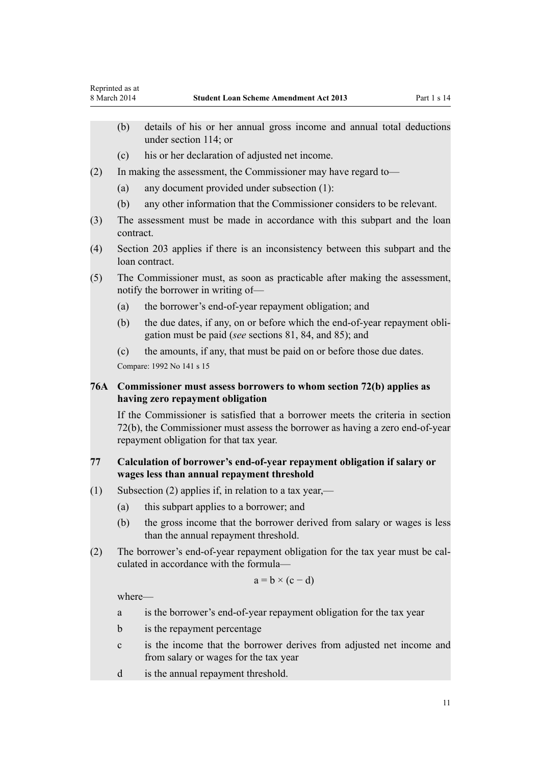(b) details of his or her annual gross income and annual total deductions under section 114; or

(c) his or her declaration of adjusted net income.

(2) In making the assessment, the Commissioner may have regard to—

(a) any document provided under subsection (1):

(b) any other information that the Commissioner considers to be relevant.

(3) The assessment must be made in accordance with this subpart and the loan contract.

(4) Section 203 applies if there is an inconsistency between this subpart and the loan contract.

(5) The Commissioner must, as soon as practicable after making the assessment, notify the borrower in writing of—

(a) the borrower's end-of-year repayment obligation; and

(b) the due dates, if any, on or before which the end-of-year repayment obligation must be paid (*see* sections 81, 84, and 85); and

(c) the amounts, if any, that must be paid on or before those due dates.

Compare: 1992 No 141 s 15

### 76A Commissioner must assess borrowers to whom section 72(b) applies as having zero repayment obligation

If the Commissioner is satisfied that a borrower meets the criteria in section 72(b), the Commissioner must assess the borrower as having a zero end-of-year repayment obligation for that tax year.

### 77 Calculation of borrower's end-of-year repayment obligation if salary or wages less than annual repayment threshold

(1) Subsection (2) applies if, in relation to a tax year,—

(a) this subpart applies to a borrower; and

(b) the gross income that the borrower derived from salary or wages is less than the annual repayment threshold.

(2) The borrower's end-of-year repayment obligation for the tax year must be calculated in accordance with the formula—

$$a = b \times (c - d)$$

where—

a is the borrower's end-of-year repayment obligation for the tax year

b is the repayment percentage

c is the income that the borrower derives from adjusted net income and from salary or wages for the tax year

d is the annual repayment threshold.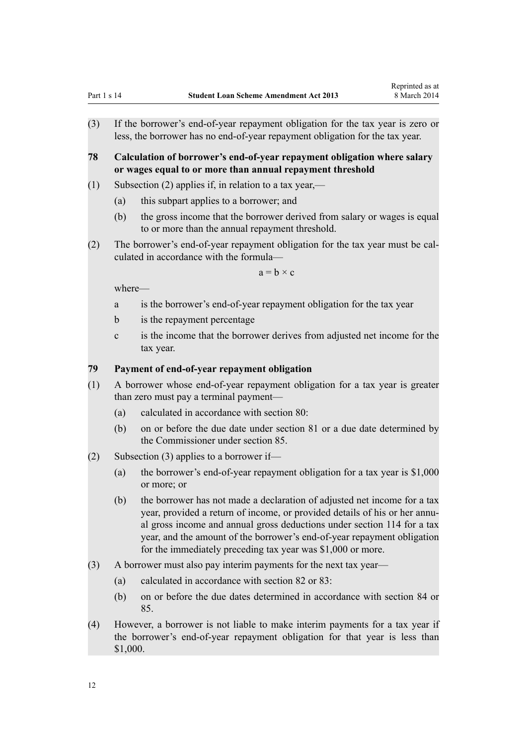(3) If the borrower's end-of-year repayment obligation for the tax year is zero or less, the borrower has no end-of-year repayment obligation for the tax year.

**78 Calculation of borrower's end-of-year repayment obligation where salary or wages equal to or more than annual repayment threshold**

(1) Subsection (2) applies if, in relation to a tax year,—

(a) this subpart applies to a borrower; and

(b) the gross income that the borrower derived from salary or wages is equal to or more than the annual repayment threshold.

(2) The borrower's end-of-year repayment obligation for the tax year must be calculated in accordance with the formula—

$$a = b \times c$$

where—

a is the borrower's end-of-year repayment obligation for the tax year

b is the repayment percentage

c is the income that the borrower derives from adjusted net income for the tax year.

**79 Payment of end-of-year repayment obligation**

(1) A borrower whose end-of-year repayment obligation for a tax year is greater than zero must pay a terminal payment—

(a) calculated in accordance with section 80:

(b) on or before the due date under section 81 or a due date determined by the Commissioner under section 85.

(2) Subsection (3) applies to a borrower if—

(a) the borrower's end-of-year repayment obligation for a tax year is $1,000 or more; or

(b) the borrower has not made a declaration of adjusted net income for a tax year, provided a return of income, or provided details of his or her annual gross income and annual gross deductions under section 114 for a tax year, and the amount of the borrower's end-of-year repayment obligation for the immediately preceding tax year was $1,000 or more.

(3) A borrower must also pay interim payments for the next tax year—

(a) calculated in accordance with section 82 or 83:

(b) on or before the due dates determined in accordance with section 84 or 85.

(4) However, a borrower is not liable to make interim payments for a tax year if the borrower's end-of-year repayment obligation for that year is less than $1,000.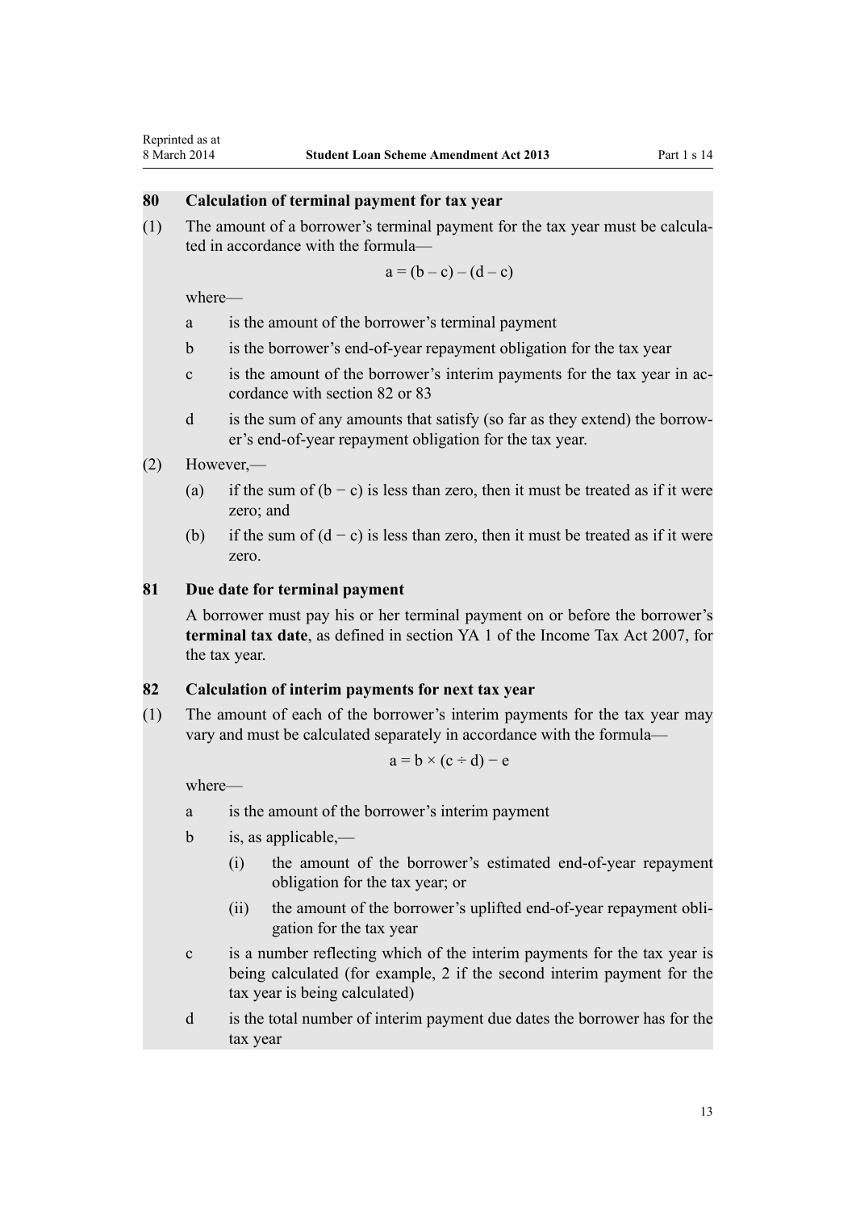### 80 Calculation of terminal payment for tax year

(1) The amount of a borrower's terminal payment for the tax year must be calculated in accordance with the formula—

$$a = (b - c) - (d - c)$$

where—

a is the amount of the borrower's terminal payment

b is the borrower's end-of-year repayment obligation for the tax year

c is the amount of the borrower's interim payments for the tax year in accordance with section 82 or 83

d is the sum of any amounts that satisfy (so far as they extend) the borrower's end-of-year repayment obligation for the tax year.

(2) However,—

(a) if the sum of $(b - c)$ is less than zero, then it must be treated as if it were zero; and

(b) if the sum of $(d - c)$ is less than zero, then it must be treated as if it were zero.

### 81 Due date for terminal payment

A borrower must pay his or her terminal payment on or before the borrower's **terminal tax date**, as defined in section YA 1 of the Income Tax Act 2007, for the tax year.

### 82 Calculation of interim payments for next tax year

(1) The amount of each of the borrower's interim payments for the tax year may vary and must be calculated separately in accordance with the formula—

$$a = b \times (c \div d) - e$$

where—

a is the amount of the borrower's interim payment

b is, as applicable,—

(i) the amount of the borrower's estimated end-of-year repayment obligation for the tax year; or

(ii) the amount of the borrower's uplifted end-of-year repayment obligation for the tax year

c is a number reflecting which of the interim payments for the tax year is being calculated (for example, 2 if the second interim payment for the tax year is being calculated)

d is the total number of interim payment due dates the borrower has for the tax year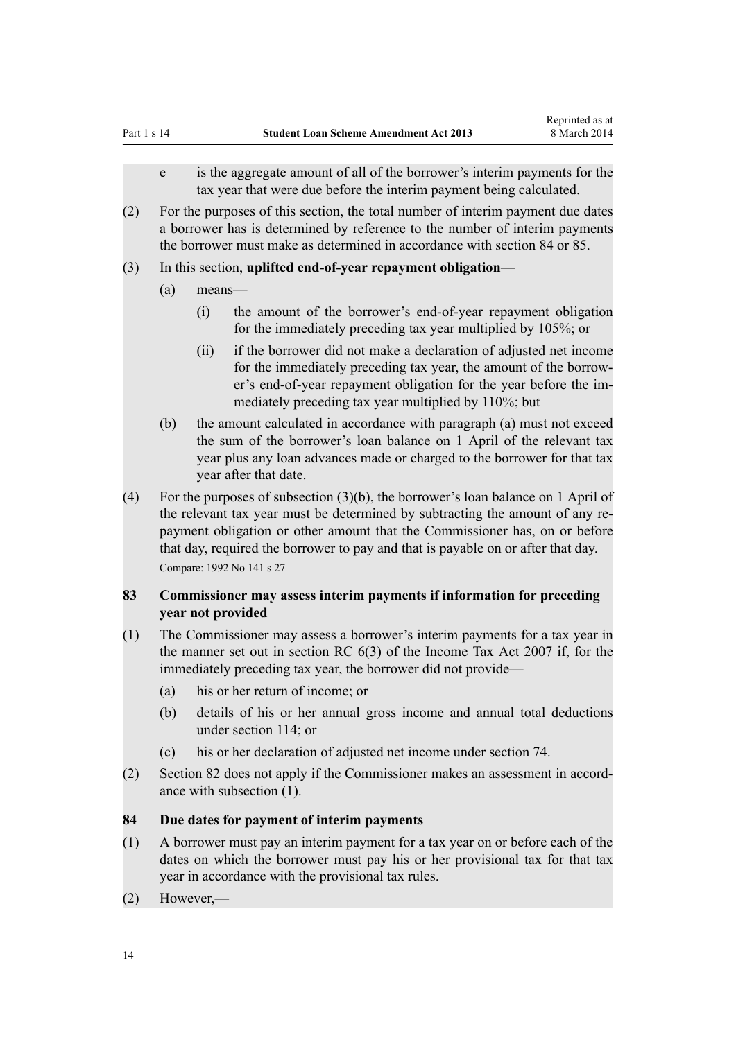e is the aggregate amount of all of the borrower's interim payments for the tax year that were due before the interim payment being calculated.

(2) For the purposes of this section, the total number of interim payment due dates a borrower has is determined by reference to the number of interim payments the borrower must make as determined in accordance with section 84 or 85.

(3) In this section, **uplifted end-of-year repayment obligation**—

(a) means—

(i) the amount of the borrower's end-of-year repayment obligation for the immediately preceding tax year multiplied by 105%; or

(ii) if the borrower did not make a declaration of adjusted net income for the immediately preceding tax year, the amount of the borrower's end-of-year repayment obligation for the year before the immediately preceding tax year multiplied by 110%; but

(b) the amount calculated in accordance with paragraph (a) must not exceed the sum of the borrower's loan balance on 1 April of the relevant tax year plus any loan advances made or charged to the borrower for that tax year after that date.

(4) For the purposes of subsection (3)(b), the borrower's loan balance on 1 April of the relevant tax year must be determined by subtracting the amount of any repayment obligation or other amount that the Commissioner has, on or before that day, required the borrower to pay and that is payable on or after that day.

Compare: 1992 No 141 s 27

### 83 Commissioner may assess interim payments if information for preceding year not provided

(1) The Commissioner may assess a borrower's interim payments for a tax year in the manner set out in section RC 6(3) of the Income Tax Act 2007 if, for the immediately preceding tax year, the borrower did not provide—

(a) his or her return of income; or

(b) details of his or her annual gross income and annual total deductions under section 114; or

(c) his or her declaration of adjusted net income under section 74.

(2) Section 82 does not apply if the Commissioner makes an assessment in accordance with subsection (1).

### 84 Due dates for payment of interim payments

(1) A borrower must pay an interim payment for a tax year on or before each of the dates on which the borrower must pay his or her provisional tax for that tax year in accordance with the provisional tax rules.

(2) However,—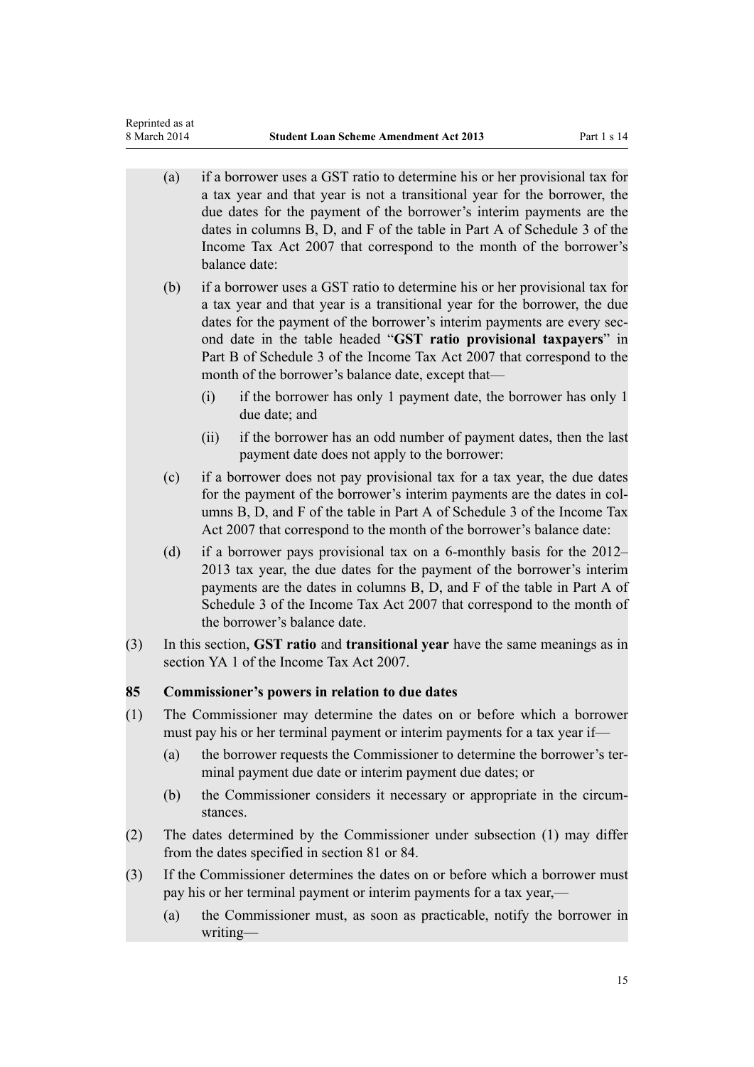(a) if a borrower uses a GST ratio to determine his or her provisional tax for a tax year and that year is not a transitional year for the borrower, the due dates for the payment of the borrower's interim payments are the dates in columns B, D, and F of the table in Part A of Schedule 3 of the Income Tax Act 2007 that correspond to the month of the borrower's balance date:

(b) if a borrower uses a GST ratio to determine his or her provisional tax for a tax year and that year is a transitional year for the borrower, the due dates for the payment of the borrower's interim payments are every second date in the table headed "**GST ratio provisional taxpayers**" in Part B of Schedule 3 of the Income Tax Act 2007 that correspond to the month of the borrower's balance date, except that—

 (i) if the borrower has only 1 payment date, the borrower has only 1 due date; and

 (ii) if the borrower has an odd number of payment dates, then the last payment date does not apply to the borrower:

(c) if a borrower does not pay provisional tax for a tax year, the due dates for the payment of the borrower's interim payments are the dates in columns B, D, and F of the table in Part A of Schedule 3 of the Income Tax Act 2007 that correspond to the month of the borrower's balance date:

(d) if a borrower pays provisional tax on a 6-monthly basis for the 2012–2013 tax year, the due dates for the payment of the borrower's interim payments are the dates in columns B, D, and F of the table in Part A of Schedule 3 of the Income Tax Act 2007 that correspond to the month of the borrower's balance date.

(3) In this section, **GST ratio** and **transitional year** have the same meanings as in section YA 1 of the Income Tax Act 2007.

### 85 Commissioner's powers in relation to due dates

(1) The Commissioner may determine the dates on or before which a borrower must pay his or her terminal payment or interim payments for a tax year if—

(a) the borrower requests the Commissioner to determine the borrower's terminal payment due date or interim payment due dates; or

(b) the Commissioner considers it necessary or appropriate in the circumstances.

(2) The dates determined by the Commissioner under subsection (1) may differ from the dates specified in section 81 or 84.

(3) If the Commissioner determines the dates on or before which a borrower must pay his or her terminal payment or interim payments for a tax year,—

(a) the Commissioner must, as soon as practicable, notify the borrower in writing—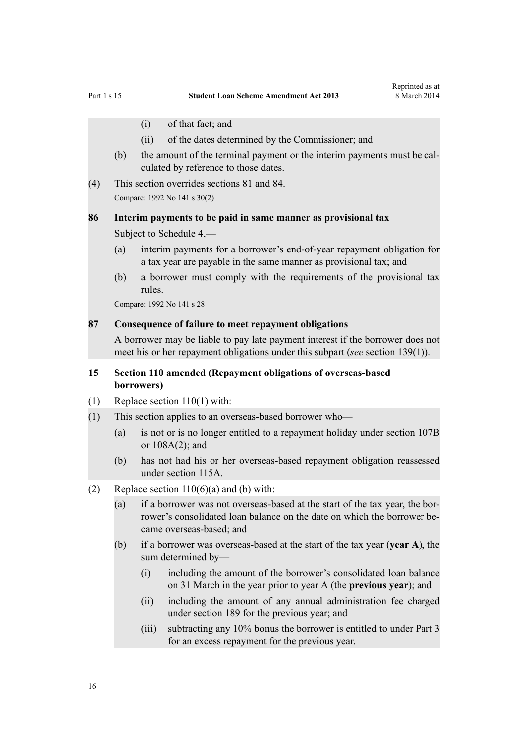(i) of that fact; and

(ii) of the dates determined by the Commissioner; and

(b) the amount of the terminal payment or the interim payments must be calculated by reference to those dates.

(4) This section overrides sections 81 and 84.

Compare: 1992 No 141 s 30(2)

**86 Interim payments to be paid in same manner as provisional tax**

Subject to Schedule 4,—

(a) interim payments for a borrower's end-of-year repayment obligation for a tax year are payable in the same manner as provisional tax; and

(b) a borrower must comply with the requirements of the provisional tax rules.

Compare: 1992 No 141 s 28

**87 Consequence of failure to meet repayment obligations**

A borrower may be liable to pay late payment interest if the borrower does not meet his or her repayment obligations under this subpart (*see* section 139(1)).

**15 Section 110 amended (Repayment obligations of overseas-based borrowers)**

(1) Replace section 110(1) with:

(1) This section applies to an overseas-based borrower who—

(a) is not or is no longer entitled to a repayment holiday under section 107B or 108A(2); and

(b) has not had his or her overseas-based repayment obligation reassessed under section 115A.

(2) Replace section 110(6)(a) and (b) with:

(a) if a borrower was not overseas-based at the start of the tax year, the borrower's consolidated loan balance on the date on which the borrower became overseas-based; and

(b) if a borrower was overseas-based at the start of the tax year (**year A**), the sum determined by—

(i) including the amount of the borrower's consolidated loan balance on 31 March in the year prior to year A (the **previous year**); and

(ii) including the amount of any annual administration fee charged under section 189 for the previous year; and

(iii) subtracting any 10% bonus the borrower is entitled to under Part 3 for an excess repayment for the previous year.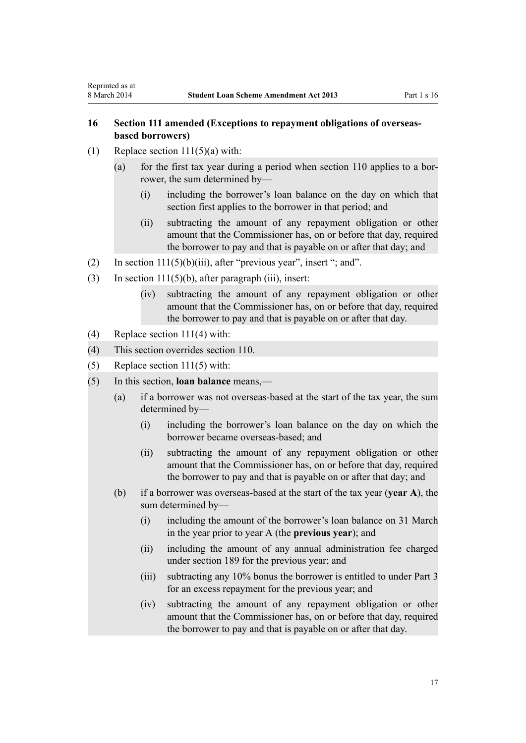### 16 Section 111 amended (Exceptions to repayment obligations of overseas-based borrowers)

(1) Replace section 111(5)(a) with:

> (a) for the first tax year during a period when section 110 applies to a borrower, the sum determined by—
>
> (i) including the borrower's loan balance on the day on which that section first applies to the borrower in that period; and
>
> (ii) subtracting the amount of any repayment obligation or other amount that the Commissioner has, on or before that day, required the borrower to pay and that is payable on or after that day; and

(2) In section 111(5)(b)(iii), after "previous year", insert "; and".

(3) In section 111(5)(b), after paragraph (iii), insert:

> (iv) subtracting the amount of any repayment obligation or other amount that the Commissioner has, on or before that day, required the borrower to pay and that is payable on or after that day.

(4) Replace section 111(4) with:

> (4) This section overrides section 110.

(5) Replace section 111(5) with:

> (5) In this section, **loan balance** means,—
>
> (a) if a borrower was not overseas-based at the start of the tax year, the sum determined by—
>
> (i) including the borrower's loan balance on the day on which the borrower became overseas-based; and
>
> (ii) subtracting the amount of any repayment obligation or other amount that the Commissioner has, on or before that day, required the borrower to pay and that is payable on or after that day; and
>
> (b) if a borrower was overseas-based at the start of the tax year (**year A**), the sum determined by—
>
> (i) including the amount of the borrower's loan balance on 31 March in the year prior to year A (the **previous year**); and
>
> (ii) including the amount of any annual administration fee charged under section 189 for the previous year; and
>
> (iii) subtracting any 10% bonus the borrower is entitled to under Part 3 for an excess repayment for the previous year; and
>
> (iv) subtracting the amount of any repayment obligation or other amount that the Commissioner has, on or before that day, required the borrower to pay and that is payable on or after that day.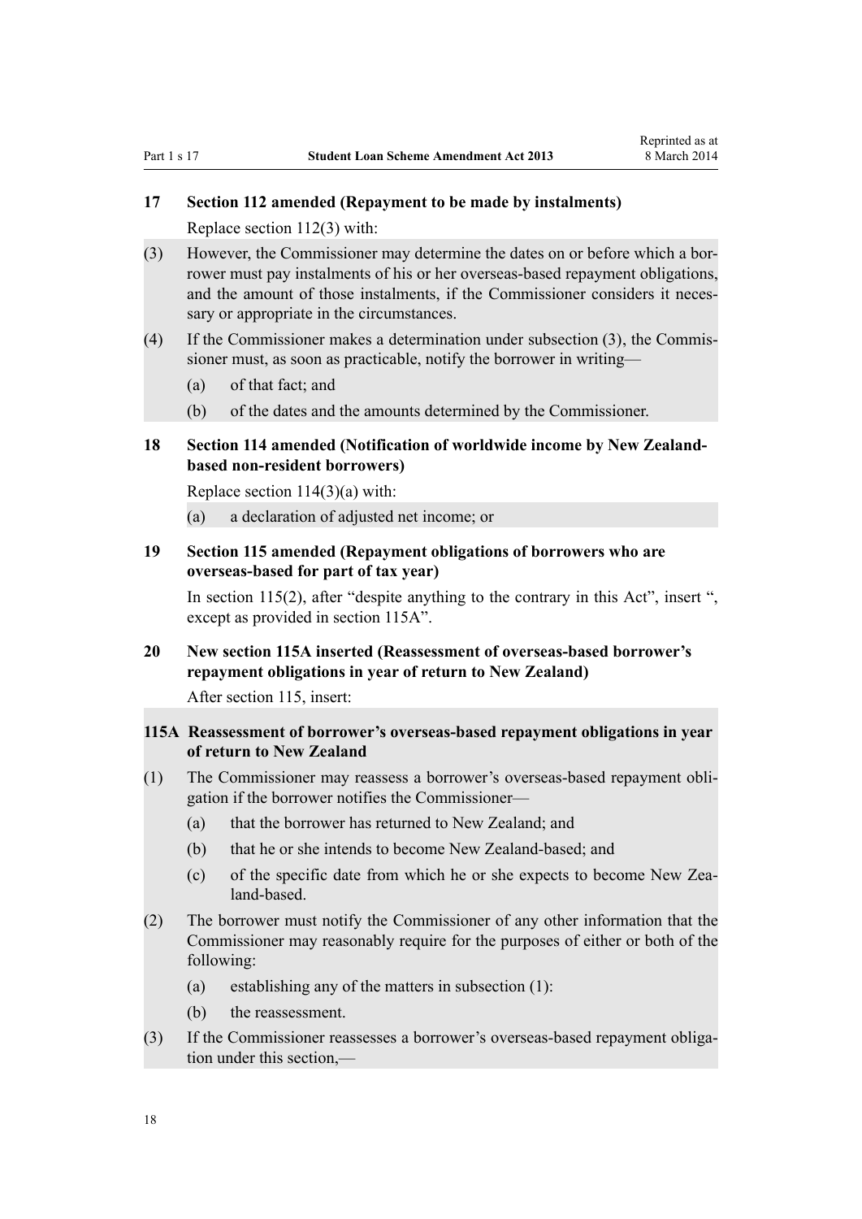### 17 Section 112 amended (Repayment to be made by instalments)

Replace section 112(3) with:

(3) However, the Commissioner may determine the dates on or before which a borrower must pay instalments of his or her overseas-based repayment obligations, and the amount of those instalments, if the Commissioner considers it necessary or appropriate in the circumstances.

(4) If the Commissioner makes a determination under subsection (3), the Commissioner must, as soon as practicable, notify the borrower in writing—

(a) of that fact; and

(b) of the dates and the amounts determined by the Commissioner.

### 18 Section 114 amended (Notification of worldwide income by New Zealand-based non-resident borrowers)

Replace section 114(3)(a) with:

(a) a declaration of adjusted net income; or

### 19 Section 115 amended (Repayment obligations of borrowers who are overseas-based for part of tax year)

In section 115(2), after "despite anything to the contrary in this Act", insert ", except as provided in section 115A".

### 20 New section 115A inserted (Reassessment of overseas-based borrower's repayment obligations in year of return to New Zealand)

After section 115, insert:

#### 115A Reassessment of borrower's overseas-based repayment obligations in year of return to New Zealand

(1) The Commissioner may reassess a borrower's overseas-based repayment obligation if the borrower notifies the Commissioner—

(a) that the borrower has returned to New Zealand; and

(b) that he or she intends to become New Zealand-based; and

(c) of the specific date from which he or she expects to become New Zealand-based.

(2) The borrower must notify the Commissioner of any other information that the Commissioner may reasonably require for the purposes of either or both of the following:

(a) establishing any of the matters in subsection (1):

(b) the reassessment.

(3) If the Commissioner reassesses a borrower's overseas-based repayment obligation under this section,—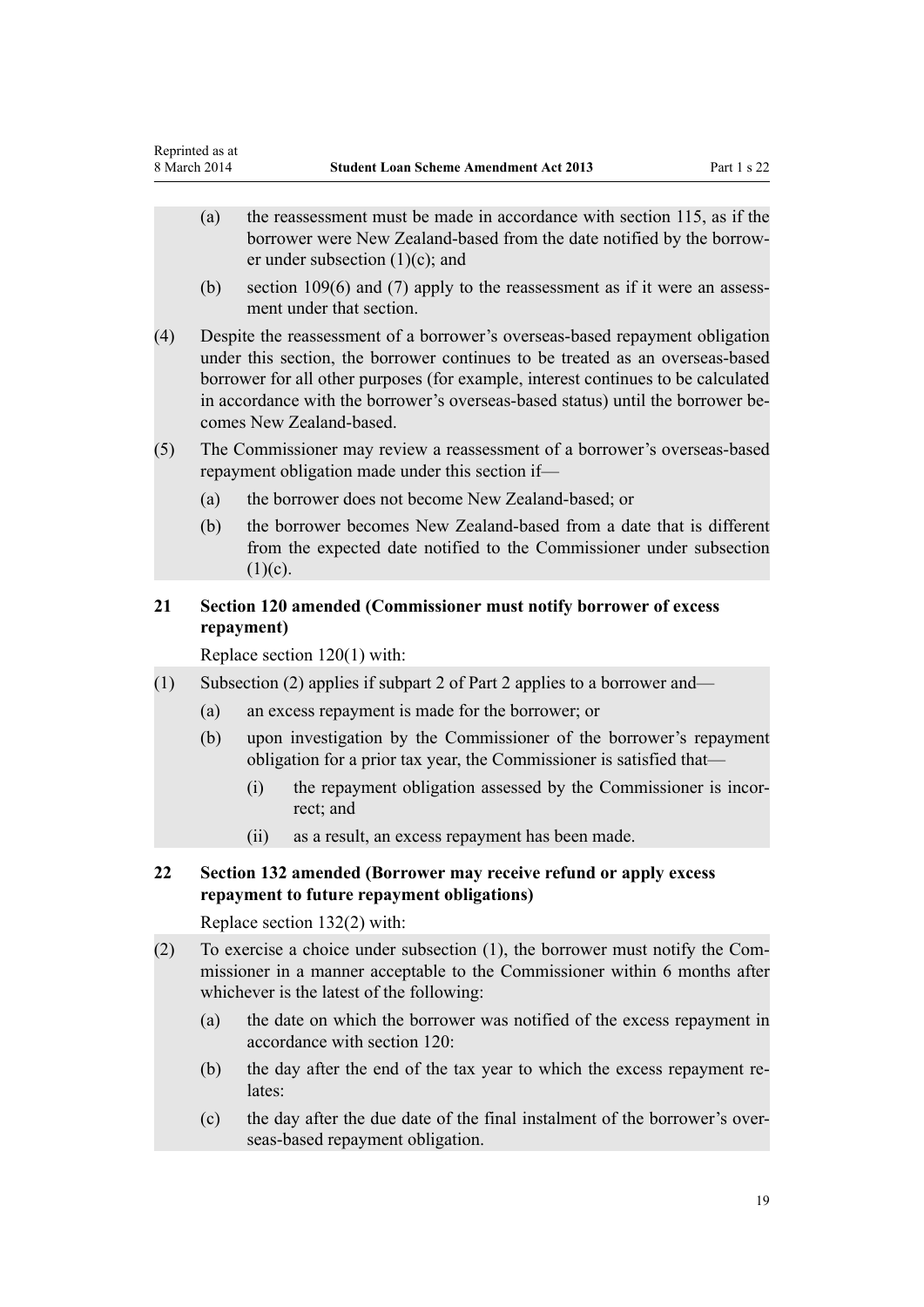(a) the reassessment must be made in accordance with section 115, as if the borrower were New Zealand-based from the date notified by the borrower under subsection (1)(c); and

(b) section 109(6) and (7) apply to the reassessment as if it were an assessment under that section.

(4) Despite the reassessment of a borrower's overseas-based repayment obligation under this section, the borrower continues to be treated as an overseas-based borrower for all other purposes (for example, interest continues to be calculated in accordance with the borrower's overseas-based status) until the borrower becomes New Zealand-based.

(5) The Commissioner may review a reassessment of a borrower's overseas-based repayment obligation made under this section if—

(a) the borrower does not become New Zealand-based; or

(b) the borrower becomes New Zealand-based from a date that is different from the expected date notified to the Commissioner under subsection (1)(c).

### 21 Section 120 amended (Commissioner must notify borrower of excess repayment)

Replace section 120(1) with:

(1) Subsection (2) applies if subpart 2 of Part 2 applies to a borrower and—

(a) an excess repayment is made for the borrower; or

(b) upon investigation by the Commissioner of the borrower's repayment obligation for a prior tax year, the Commissioner is satisfied that—

(i) the repayment obligation assessed by the Commissioner is incorrect; and

(ii) as a result, an excess repayment has been made.

### 22 Section 132 amended (Borrower may receive refund or apply excess repayment to future repayment obligations)

Replace section 132(2) with:

(2) To exercise a choice under subsection (1), the borrower must notify the Commissioner in a manner acceptable to the Commissioner within 6 months after whichever is the latest of the following:

(a) the date on which the borrower was notified of the excess repayment in accordance with section 120:

(b) the day after the end of the tax year to which the excess repayment relates:

(c) the day after the due date of the final instalment of the borrower's overseas-based repayment obligation.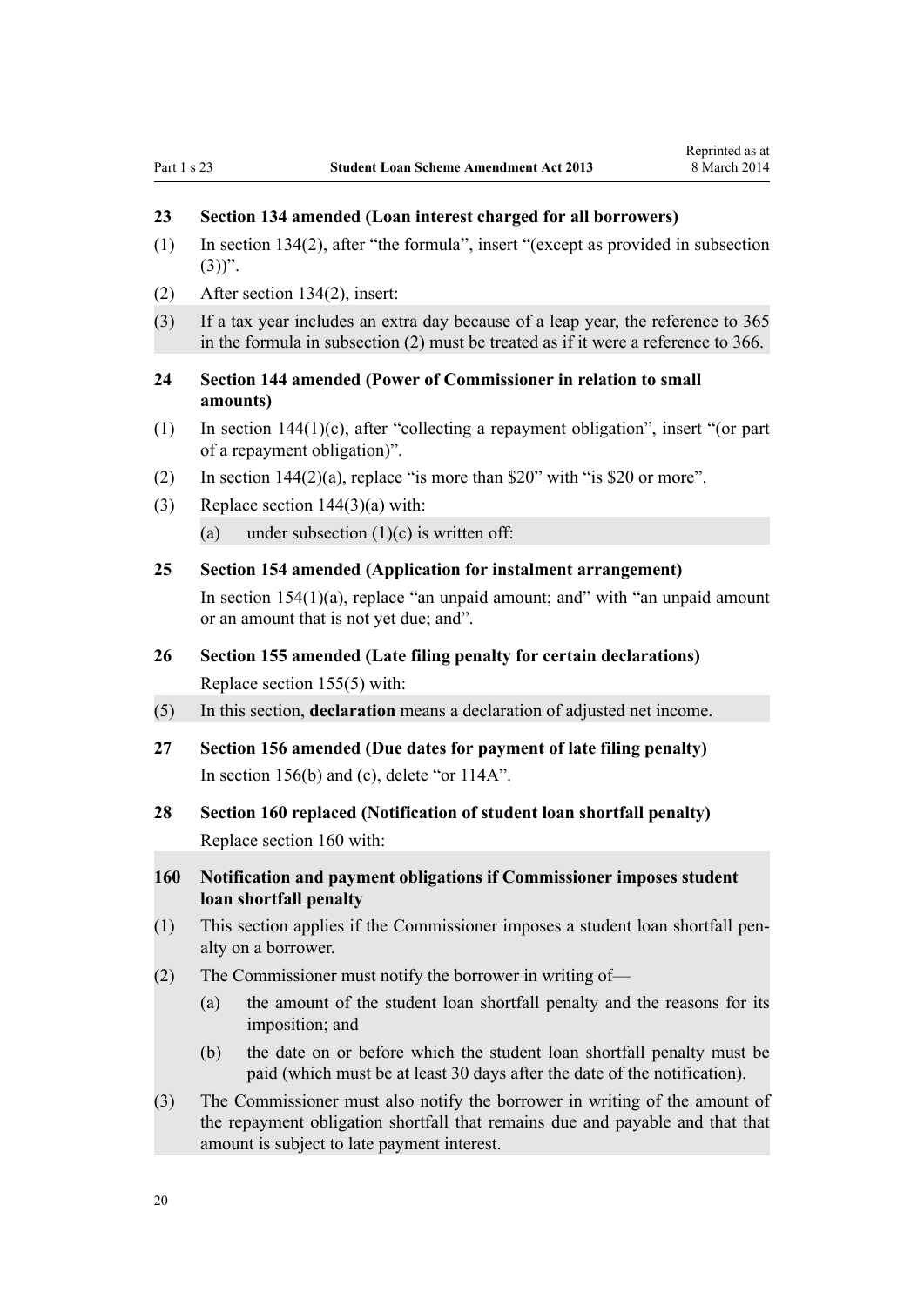## 23 Section 134 amended (Loan interest charged for all borrowers)

(1) In section 134(2), after "the formula", insert "(except as provided in subsection (3))".

(2) After section 134(2), insert:

(3) If a tax year includes an extra day because of a leap year, the reference to 365 in the formula in subsection (2) must be treated as if it were a reference to 366.

## 24 Section 144 amended (Power of Commissioner in relation to small amounts)

(1) In section 144(1)(c), after "collecting a repayment obligation", insert "(or part of a repayment obligation)".

(2) In section 144(2)(a), replace "is more than $20" with "is $20 or more".

(3) Replace section 144(3)(a) with:

(a) under subsection (1)(c) is written off:

## 25 Section 154 amended (Application for instalment arrangement)

In section 154(1)(a), replace "an unpaid amount; and" with "an unpaid amount or an amount that is not yet due; and".

## 26 Section 155 amended (Late filing penalty for certain declarations)

Replace section 155(5) with:

(5) In this section, **declaration** means a declaration of adjusted net income.

## 27 Section 156 amended (Due dates for payment of late filing penalty)

In section 156(b) and (c), delete "or 114A".

## 28 Section 160 replaced (Notification of student loan shortfall penalty)

Replace section 160 with:

### 160 Notification and payment obligations if Commissioner imposes student loan shortfall penalty

(1) This section applies if the Commissioner imposes a student loan shortfall penalty on a borrower.

(2) The Commissioner must notify the borrower in writing of—

(a) the amount of the student loan shortfall penalty and the reasons for its imposition; and

(b) the date on or before which the student loan shortfall penalty must be paid (which must be at least 30 days after the date of the notification).

(3) The Commissioner must also notify the borrower in writing of the amount of the repayment obligation shortfall that remains due and payable and that that amount is subject to late payment interest.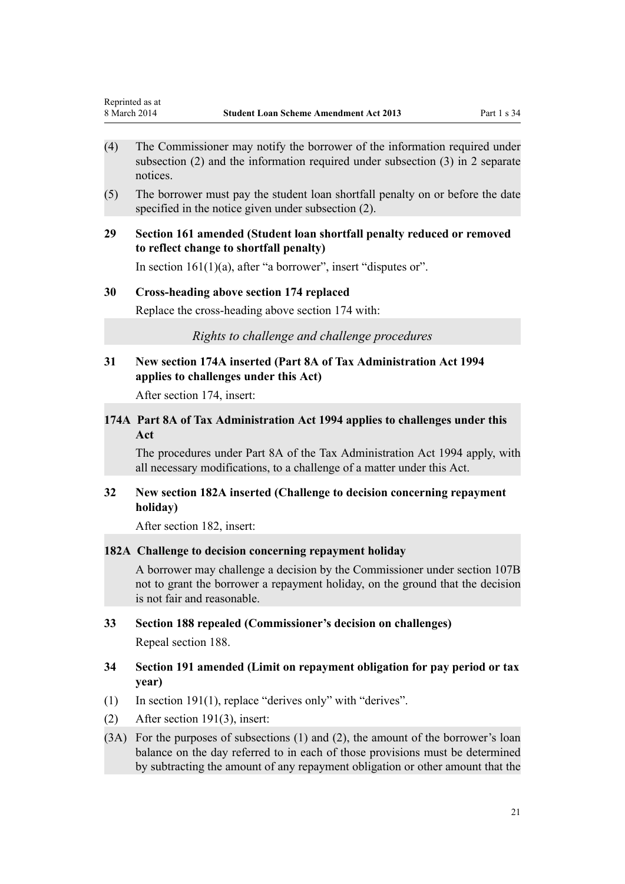(4) The Commissioner may notify the borrower of the information required under subsection (2) and the information required under subsection (3) in 2 separate notices.

(5) The borrower must pay the student loan shortfall penalty on or before the date specified in the notice given under subsection (2).

**29 Section 161 amended (Student loan shortfall penalty reduced or removed to reflect change to shortfall penalty)**

In section 161(1)(a), after "a borrower", insert "disputes or".

**30 Cross-heading above section 174 replaced**

Replace the cross-heading above section 174 with:

*Rights to challenge and challenge procedures*

**31 New section 174A inserted (Part 8A of Tax Administration Act 1994 applies to challenges under this Act)**

After section 174, insert:

**174A Part 8A of Tax Administration Act 1994 applies to challenges under this Act**

The procedures under Part 8A of the Tax Administration Act 1994 apply, with all necessary modifications, to a challenge of a matter under this Act.

**32 New section 182A inserted (Challenge to decision concerning repayment holiday)**

After section 182, insert:

**182A Challenge to decision concerning repayment holiday**

A borrower may challenge a decision by the Commissioner under section 107B not to grant the borrower a repayment holiday, on the ground that the decision is not fair and reasonable.

**33 Section 188 repealed (Commissioner's decision on challenges)**

Repeal section 188.

**34 Section 191 amended (Limit on repayment obligation for pay period or tax year)**

(1) In section 191(1), replace "derives only" with "derives".

(2) After section 191(3), insert:

(3A) For the purposes of subsections (1) and (2), the amount of the borrower's loan balance on the day referred to in each of those provisions must be determined by subtracting the amount of any repayment obligation or other amount that the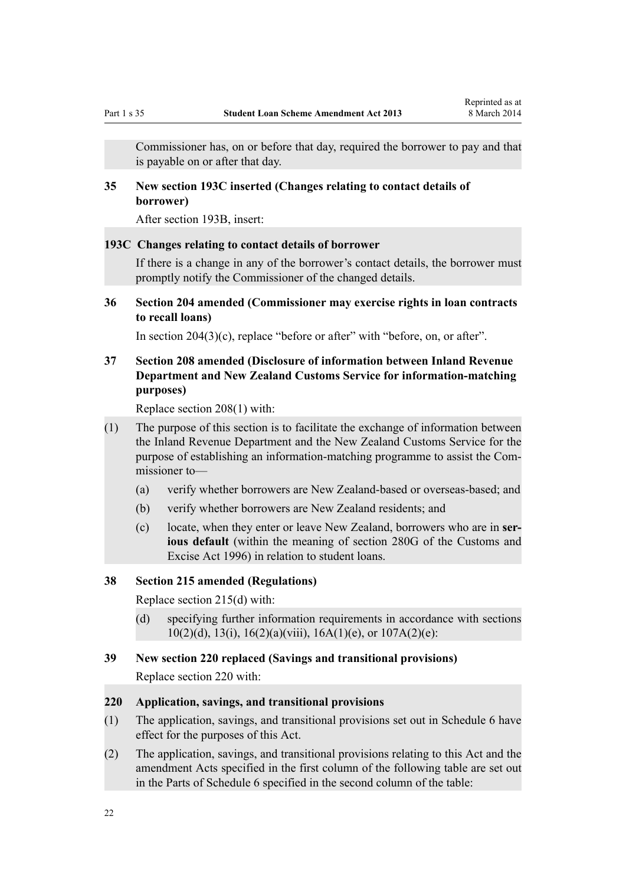Commissioner has, on or before that day, required the borrower to pay and that is payable on or after that day.

### 35 New section 193C inserted (Changes relating to contact details of borrower)

After section 193B, insert:

#### 193C Changes relating to contact details of borrower

If there is a change in any of the borrower's contact details, the borrower must promptly notify the Commissioner of the changed details.

### 36 Section 204 amended (Commissioner may exercise rights in loan contracts to recall loans)

In section 204(3)(c), replace "before or after" with "before, on, or after".

### 37 Section 208 amended (Disclosure of information between Inland Revenue Department and New Zealand Customs Service for information-matching purposes)

Replace section 208(1) with:

(1) The purpose of this section is to facilitate the exchange of information between the Inland Revenue Department and the New Zealand Customs Service for the purpose of establishing an information-matching programme to assist the Commissioner to—

- (a) verify whether borrowers are New Zealand-based or overseas-based; and
- (b) verify whether borrowers are New Zealand residents; and
- (c) locate, when they enter or leave New Zealand, borrowers who are in **serious default** (within the meaning of section 280G of the Customs and Excise Act 1996) in relation to student loans.

### 38 Section 215 amended (Regulations)

Replace section 215(d) with:

- (d) specifying further information requirements in accordance with sections 10(2)(d), 13(i), 16(2)(a)(viii), 16A(1)(e), or 107A(2)(e):

### 39 New section 220 replaced (Savings and transitional provisions)

Replace section 220 with:

#### 220 Application, savings, and transitional provisions

(1) The application, savings, and transitional provisions set out in Schedule 6 have effect for the purposes of this Act.

(2) The application, savings, and transitional provisions relating to this Act and the amendment Acts specified in the first column of the following table are set out in the Parts of Schedule 6 specified in the second column of the table: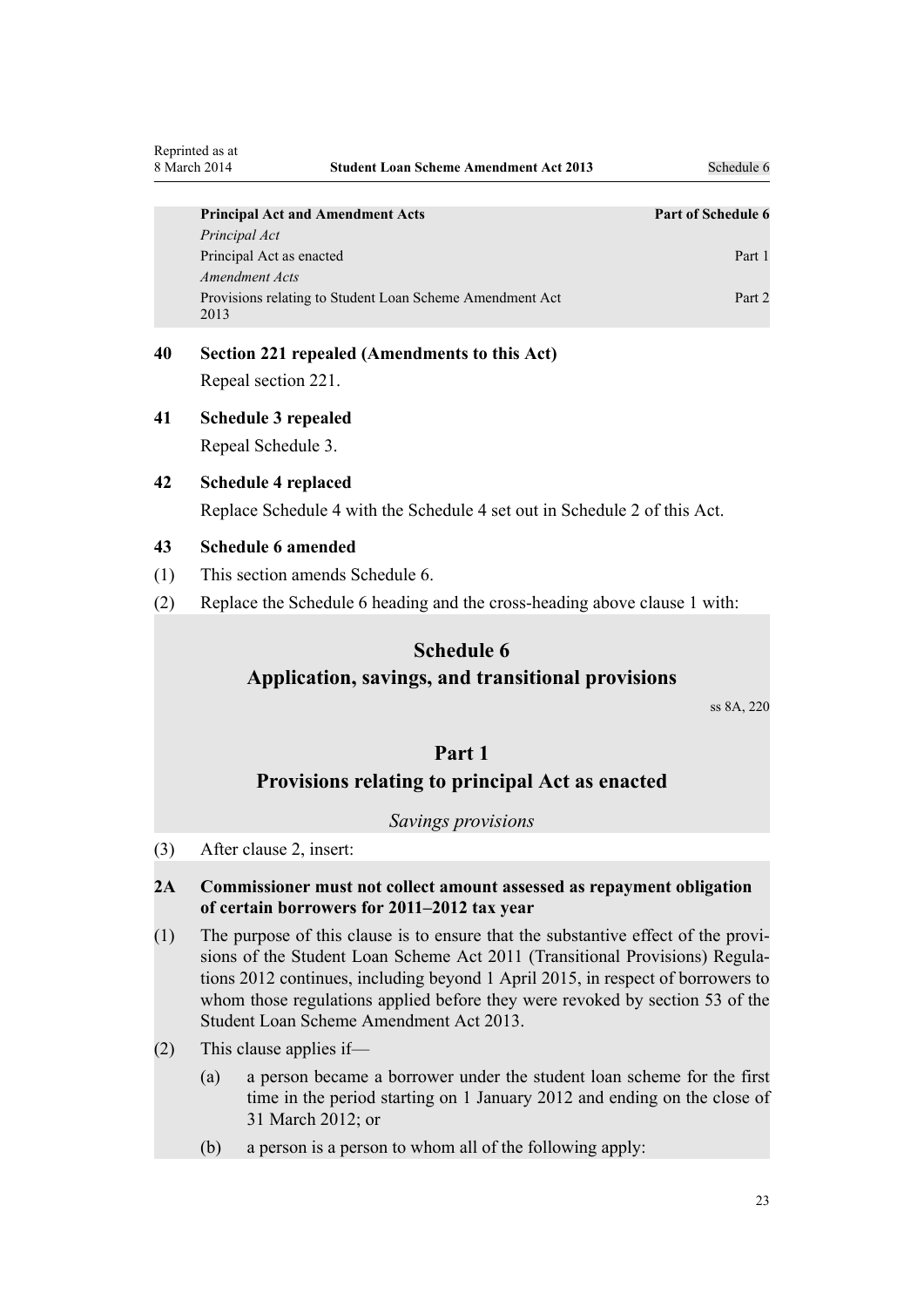| Principal Act and Amendment Acts | Part of Schedule 6 |
| --- | --- |
| *Principal Act* | |
| Principal Act as enacted | Part 1 |
| *Amendment Acts* | |
| Provisions relating to Student Loan Scheme Amendment Act 2013 | Part 2 |

### 40 Section 221 repealed (Amendments to this Act)

Repeal section 221.

### 41 Schedule 3 repealed

Repeal Schedule 3.

### 42 Schedule 4 replaced

Replace Schedule 4 with the Schedule 4 set out in Schedule 2 of this Act.

### 43 Schedule 6 amended

(1) This section amends Schedule 6.

(2) Replace the Schedule 6 heading and the cross-heading above clause 1 with:

## Schedule 6
## Application, savings, and transitional provisions

ss 8A, 220

## Part 1
## Provisions relating to principal Act as enacted

*Savings provisions*

(3) After clause 2, insert:

**2A Commissioner must not collect amount assessed as repayment obligation of certain borrowers for 2011–2012 tax year**

(1) The purpose of this clause is to ensure that the substantive effect of the provisions of the Student Loan Scheme Act 2011 (Transitional Provisions) Regulations 2012 continues, including beyond 1 April 2015, in respect of borrowers to whom those regulations applied before they were revoked by section 53 of the Student Loan Scheme Amendment Act 2013.

(2) This clause applies if—

(a) a person became a borrower under the student loan scheme for the first time in the period starting on 1 January 2012 and ending on the close of 31 March 2012; or

(b) a person is a person to whom all of the following apply: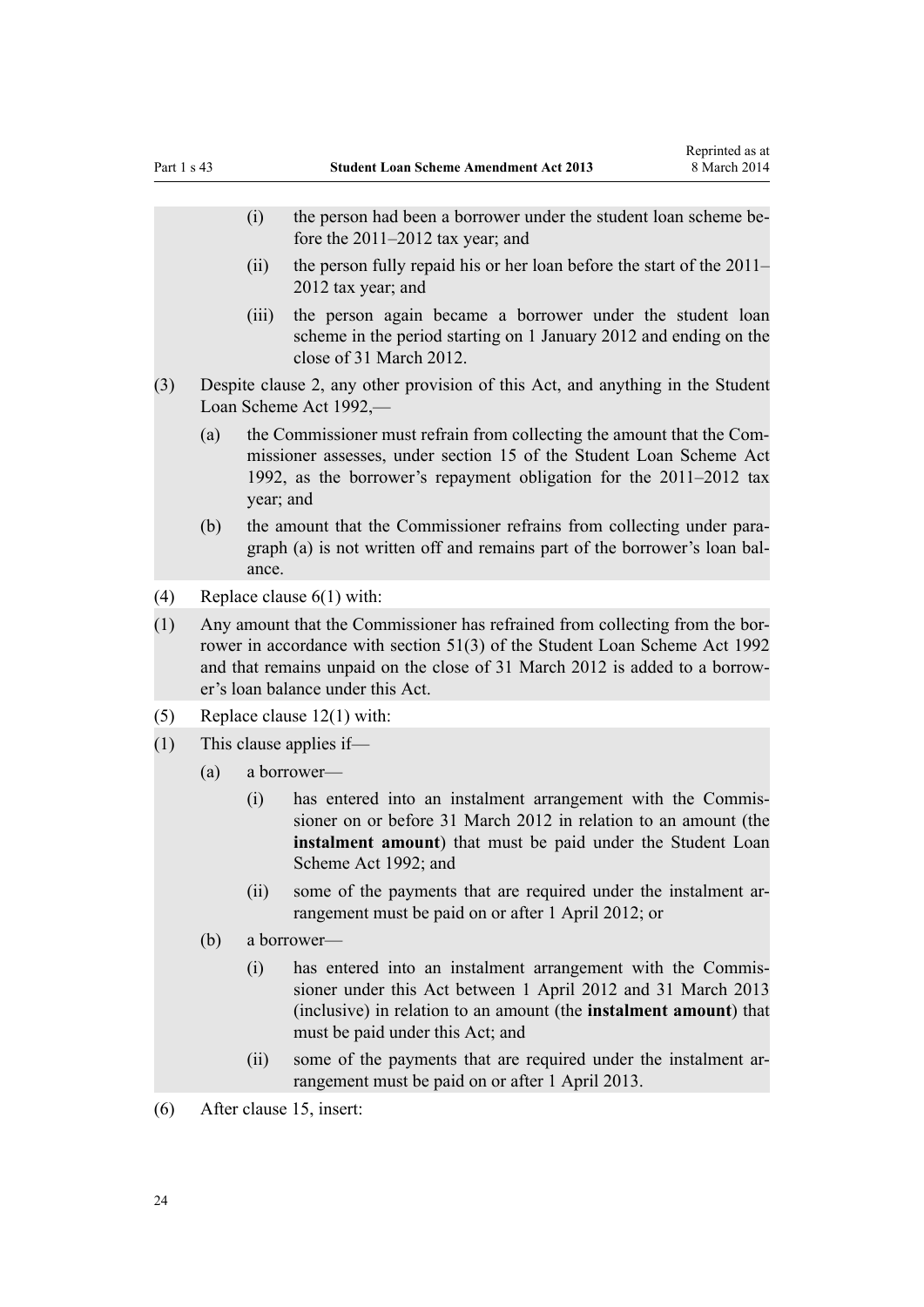(i) the person had been a borrower under the student loan scheme before the 2011–2012 tax year; and

(ii) the person fully repaid his or her loan before the start of the 2011–2012 tax year; and

(iii) the person again became a borrower under the student loan scheme in the period starting on 1 January 2012 and ending on the close of 31 March 2012.

(3) Despite clause 2, any other provision of this Act, and anything in the Student Loan Scheme Act 1992,—

(a) the Commissioner must refrain from collecting the amount that the Commissioner assesses, under section 15 of the Student Loan Scheme Act 1992, as the borrower's repayment obligation for the 2011–2012 tax year; and

(b) the amount that the Commissioner refrains from collecting under paragraph (a) is not written off and remains part of the borrower's loan balance.

(4) Replace clause 6(1) with:

(1) Any amount that the Commissioner has refrained from collecting from the borrower in accordance with section 51(3) of the Student Loan Scheme Act 1992 and that remains unpaid on the close of 31 March 2012 is added to a borrower's loan balance under this Act.

(5) Replace clause 12(1) with:

(1) This clause applies if—

(a) a borrower—

(i) has entered into an instalment arrangement with the Commissioner on or before 31 March 2012 in relation to an amount (the **instalment amount**) that must be paid under the Student Loan Scheme Act 1992; and

(ii) some of the payments that are required under the instalment arrangement must be paid on or after 1 April 2012; or

(b) a borrower—

(i) has entered into an instalment arrangement with the Commissioner under this Act between 1 April 2012 and 31 March 2013 (inclusive) in relation to an amount (the **instalment amount**) that must be paid under this Act; and

(ii) some of the payments that are required under the instalment arrangement must be paid on or after 1 April 2013.

(6) After clause 15, insert: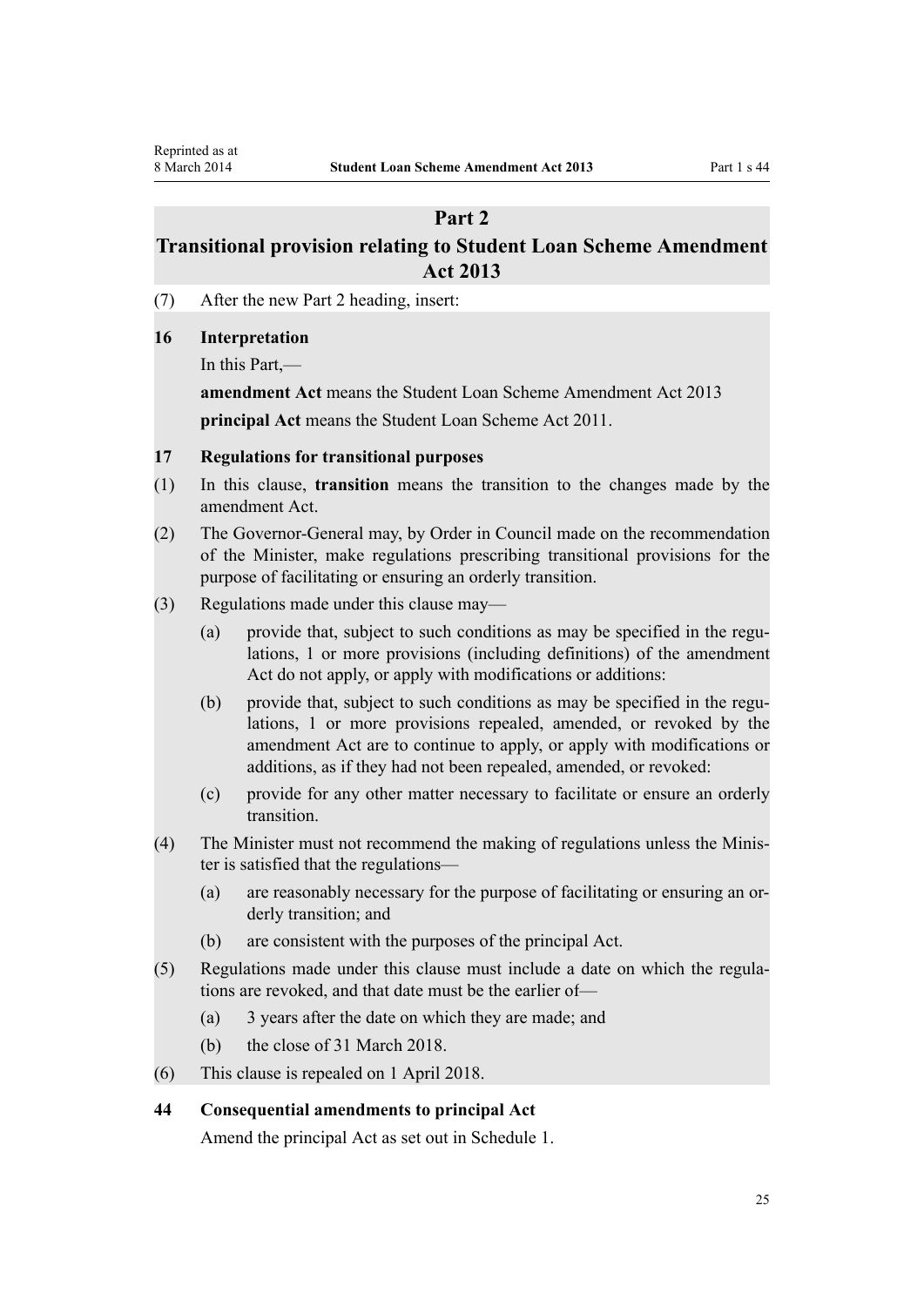## Part 2
## Transitional provision relating to Student Loan Scheme Amendment Act 2013

(7) After the new Part 2 heading, insert:

### 16 Interpretation

In this Part,—

**amendment Act** means the Student Loan Scheme Amendment Act 2013

**principal Act** means the Student Loan Scheme Act 2011.

### 17 Regulations for transitional purposes

(1) In this clause, **transition** means the transition to the changes made by the amendment Act.

(2) The Governor-General may, by Order in Council made on the recommendation of the Minister, make regulations prescribing transitional provisions for the purpose of facilitating or ensuring an orderly transition.

(3) Regulations made under this clause may—

(a) provide that, subject to such conditions as may be specified in the regulations, 1 or more provisions (including definitions) of the amendment Act do not apply, or apply with modifications or additions:

(b) provide that, subject to such conditions as may be specified in the regulations, 1 or more provisions repealed, amended, or revoked by the amendment Act are to continue to apply, or apply with modifications or additions, as if they had not been repealed, amended, or revoked:

(c) provide for any other matter necessary to facilitate or ensure an orderly transition.

(4) The Minister must not recommend the making of regulations unless the Minister is satisfied that the regulations—

(a) are reasonably necessary for the purpose of facilitating or ensuring an orderly transition; and

(b) are consistent with the purposes of the principal Act.

(5) Regulations made under this clause must include a date on which the regulations are revoked, and that date must be the earlier of—

(a) 3 years after the date on which they are made; and

(b) the close of 31 March 2018.

(6) This clause is repealed on 1 April 2018.

### 44 Consequential amendments to principal Act

Amend the principal Act as set out in Schedule 1.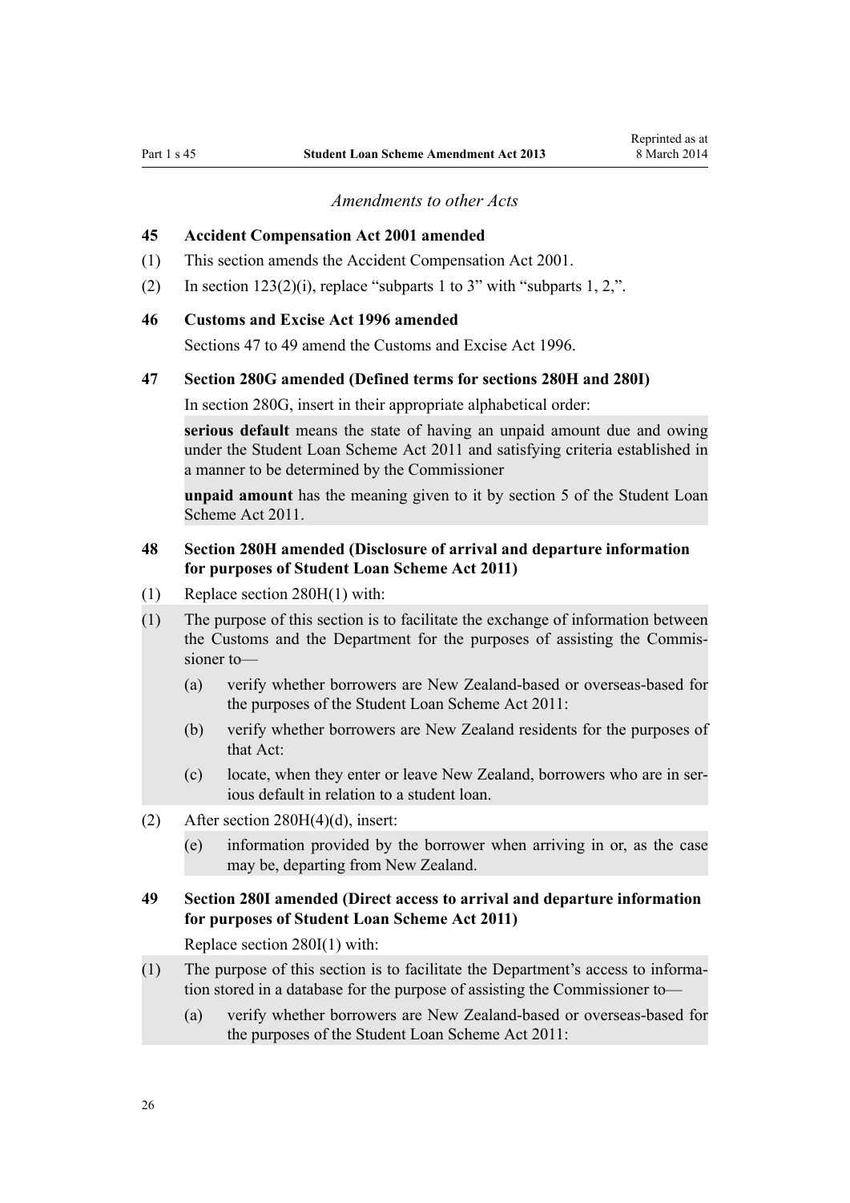*Amendments to other Acts*

### 45 Accident Compensation Act 2001 amended

(1) This section amends the Accident Compensation Act 2001.

(2) In section 123(2)(i), replace "subparts 1 to 3" with "subparts 1, 2,".

### 46 Customs and Excise Act 1996 amended

Sections 47 to 49 amend the Customs and Excise Act 1996.

### 47 Section 280G amended (Defined terms for sections 280H and 280I)

In section 280G, insert in their appropriate alphabetical order:

**serious default** means the state of having an unpaid amount due and owing under the Student Loan Scheme Act 2011 and satisfying criteria established in a manner to be determined by the Commissioner

**unpaid amount** has the meaning given to it by section 5 of the Student Loan Scheme Act 2011.

### 48 Section 280H amended (Disclosure of arrival and departure information for purposes of Student Loan Scheme Act 2011)

(1) Replace section 280H(1) with:

(1) The purpose of this section is to facilitate the exchange of information between the Customs and the Department for the purposes of assisting the Commissioner to—

- (a) verify whether borrowers are New Zealand-based or overseas-based for the purposes of the Student Loan Scheme Act 2011:
- (b) verify whether borrowers are New Zealand residents for the purposes of that Act:
- (c) locate, when they enter or leave New Zealand, borrowers who are in serious default in relation to a student loan.

(2) After section 280H(4)(d), insert:

- (e) information provided by the borrower when arriving in or, as the case may be, departing from New Zealand.

### 49 Section 280I amended (Direct access to arrival and departure information for purposes of Student Loan Scheme Act 2011)

Replace section 280I(1) with:

(1) The purpose of this section is to facilitate the Department's access to information stored in a database for the purpose of assisting the Commissioner to—

- (a) verify whether borrowers are New Zealand-based or overseas-based for the purposes of the Student Loan Scheme Act 2011: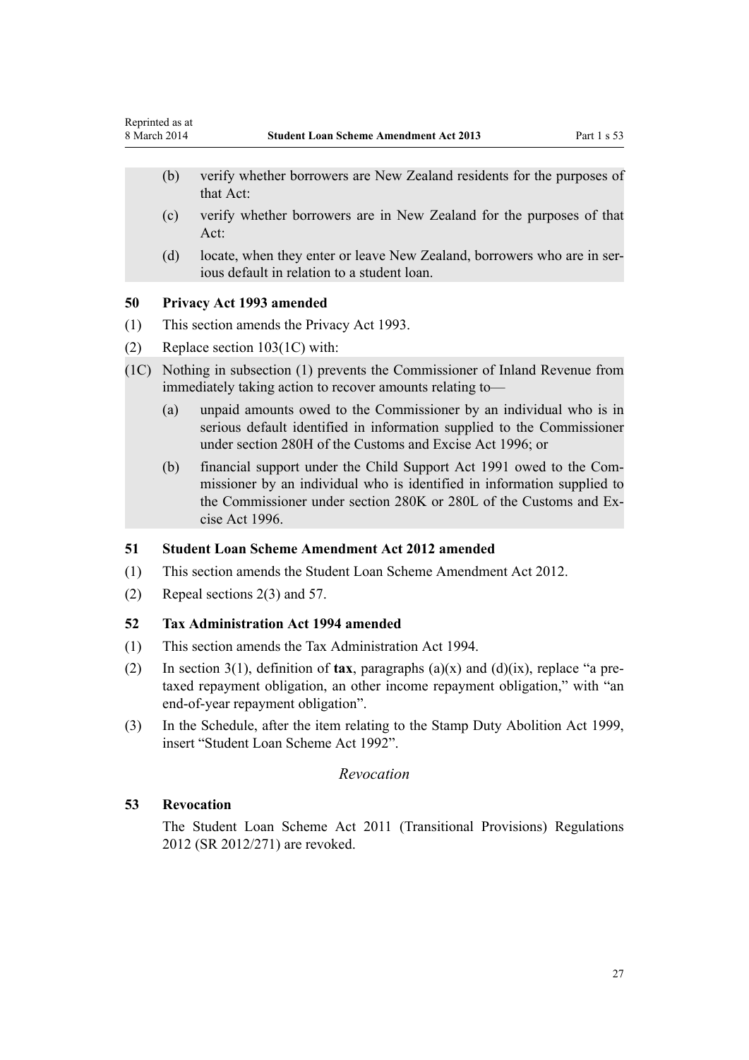(b) verify whether borrowers are New Zealand residents for the purposes of that Act:

(c) verify whether borrowers are in New Zealand for the purposes of that Act:

(d) locate, when they enter or leave New Zealand, borrowers who are in serious default in relation to a student loan.

### 50 Privacy Act 1993 amended

(1) This section amends the Privacy Act 1993.

(2) Replace section 103(1C) with:

(1C) Nothing in subsection (1) prevents the Commissioner of Inland Revenue from immediately taking action to recover amounts relating to—

(a) unpaid amounts owed to the Commissioner by an individual who is in serious default identified in information supplied to the Commissioner under section 280H of the Customs and Excise Act 1996; or

(b) financial support under the Child Support Act 1991 owed to the Commissioner by an individual who is identified in information supplied to the Commissioner under section 280K or 280L of the Customs and Excise Act 1996.

### 51 Student Loan Scheme Amendment Act 2012 amended

(1) This section amends the Student Loan Scheme Amendment Act 2012.

(2) Repeal sections 2(3) and 57.

### 52 Tax Administration Act 1994 amended

(1) This section amends the Tax Administration Act 1994.

(2) In section 3(1), definition of **tax**, paragraphs (a)(x) and (d)(ix), replace "a pre-taxed repayment obligation, an other income repayment obligation," with "an end-of-year repayment obligation".

(3) In the Schedule, after the item relating to the Stamp Duty Abolition Act 1999, insert "Student Loan Scheme Act 1992".

*Revocation*

### 53 Revocation

The Student Loan Scheme Act 2011 (Transitional Provisions) Regulations 2012 (SR 2012/271) are revoked.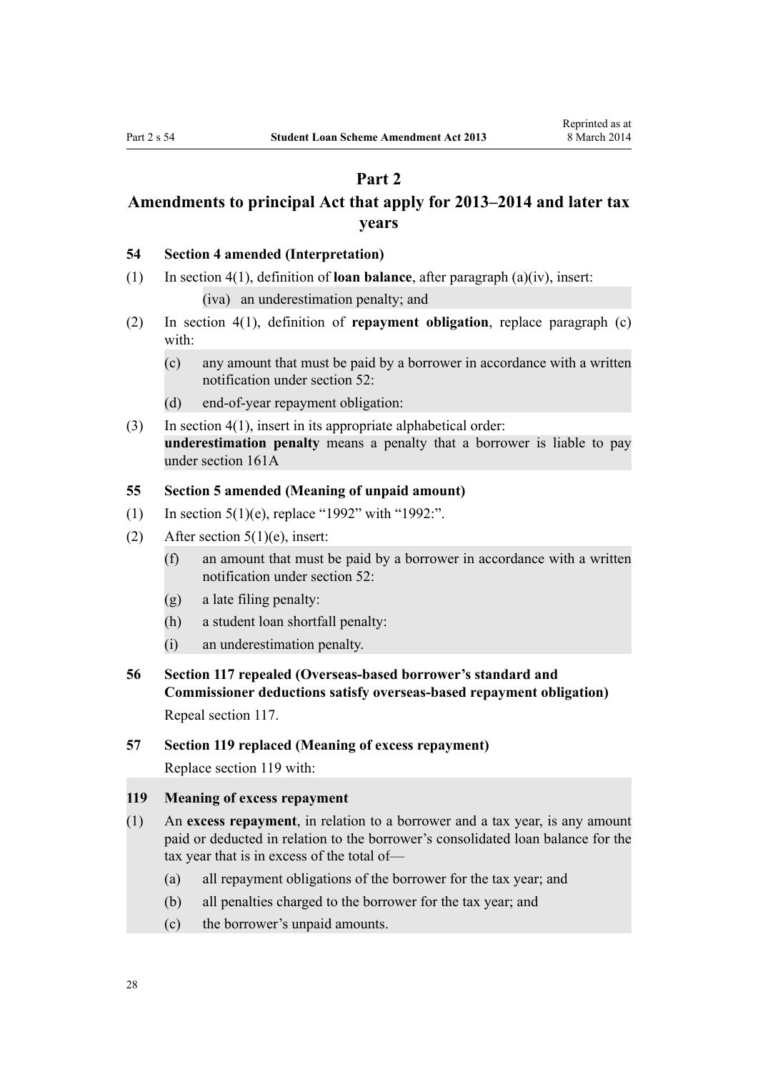# Part 2

# Amendments to principal Act that apply for 2013–2014 and later tax years

### 54 Section 4 amended (Interpretation)

(1) In section 4(1), definition of **loan balance**, after paragraph (a)(iv), insert:

> (iva) an underestimation penalty; and

(2) In section 4(1), definition of **repayment obligation**, replace paragraph (c) with:

> (c) any amount that must be paid by a borrower in accordance with a written notification under section 52:
>
> (d) end-of-year repayment obligation:

(3) In section 4(1), insert in its appropriate alphabetical order:

> **underestimation penalty** means a penalty that a borrower is liable to pay under section 161A

### 55 Section 5 amended (Meaning of unpaid amount)

(1) In section 5(1)(e), replace "1992" with "1992:".

(2) After section 5(1)(e), insert:

> (f) an amount that must be paid by a borrower in accordance with a written notification under section 52:
>
> (g) a late filing penalty:
>
> (h) a student loan shortfall penalty:
>
> (i) an underestimation penalty.

### 56 Section 117 repealed (Overseas-based borrower's standard and Commissioner deductions satisfy overseas-based repayment obligation)

Repeal section 117.

### 57 Section 119 replaced (Meaning of excess repayment)

Replace section 119 with:

> **119 Meaning of excess repayment**
>
> (1) An **excess repayment**, in relation to a borrower and a tax year, is any amount paid or deducted in relation to the borrower's consolidated loan balance for the tax year that is in excess of the total of—
>
> (a) all repayment obligations of the borrower for the tax year; and
>
> (b) all penalties charged to the borrower for the tax year; and
>
> (c) the borrower's unpaid amounts.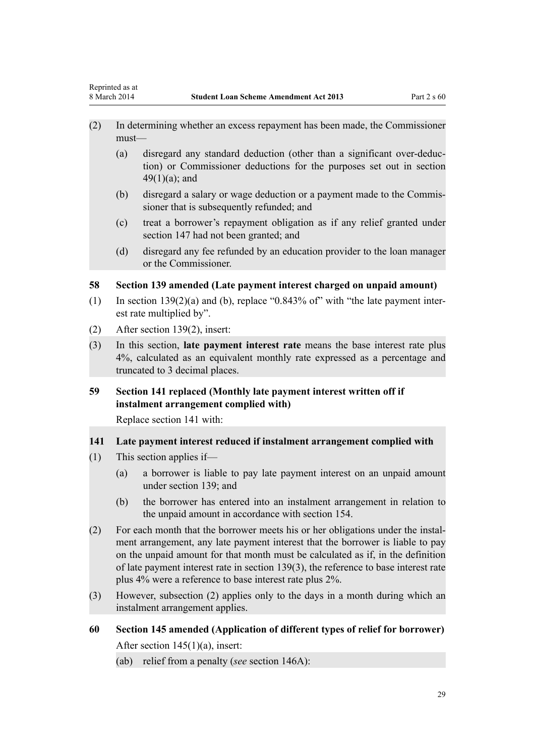(2) In determining whether an excess repayment has been made, the Commissioner must—

   (a) disregard any standard deduction (other than a significant over-deduction) or Commissioner deductions for the purposes set out in section 49(1)(a); and

   (b) disregard a salary or wage deduction or a payment made to the Commissioner that is subsequently refunded; and

   (c) treat a borrower's repayment obligation as if any relief granted under section 147 had not been granted; and

   (d) disregard any fee refunded by an education provider to the loan manager or the Commissioner.

### 58 Section 139 amended (Late payment interest charged on unpaid amount)

(1) In section 139(2)(a) and (b), replace "0.843% of" with "the late payment interest rate multiplied by".

(2) After section 139(2), insert:

(3) In this section, **late payment interest rate** means the base interest rate plus 4%, calculated as an equivalent monthly rate expressed as a percentage and truncated to 3 decimal places.

### 59 Section 141 replaced (Monthly late payment interest written off if instalment arrangement complied with)

Replace section 141 with:

### 141 Late payment interest reduced if instalment arrangement complied with

(1) This section applies if—

   (a) a borrower is liable to pay late payment interest on an unpaid amount under section 139; and

   (b) the borrower has entered into an instalment arrangement in relation to the unpaid amount in accordance with section 154.

(2) For each month that the borrower meets his or her obligations under the instalment arrangement, any late payment interest that the borrower is liable to pay on the unpaid amount for that month must be calculated as if, in the definition of late payment interest rate in section 139(3), the reference to base interest rate plus 4% were a reference to base interest rate plus 2%.

(3) However, subsection (2) applies only to the days in a month during which an instalment arrangement applies.

### 60 Section 145 amended (Application of different types of relief for borrower)

After section 145(1)(a), insert:

(ab) relief from a penalty (*see* section 146A):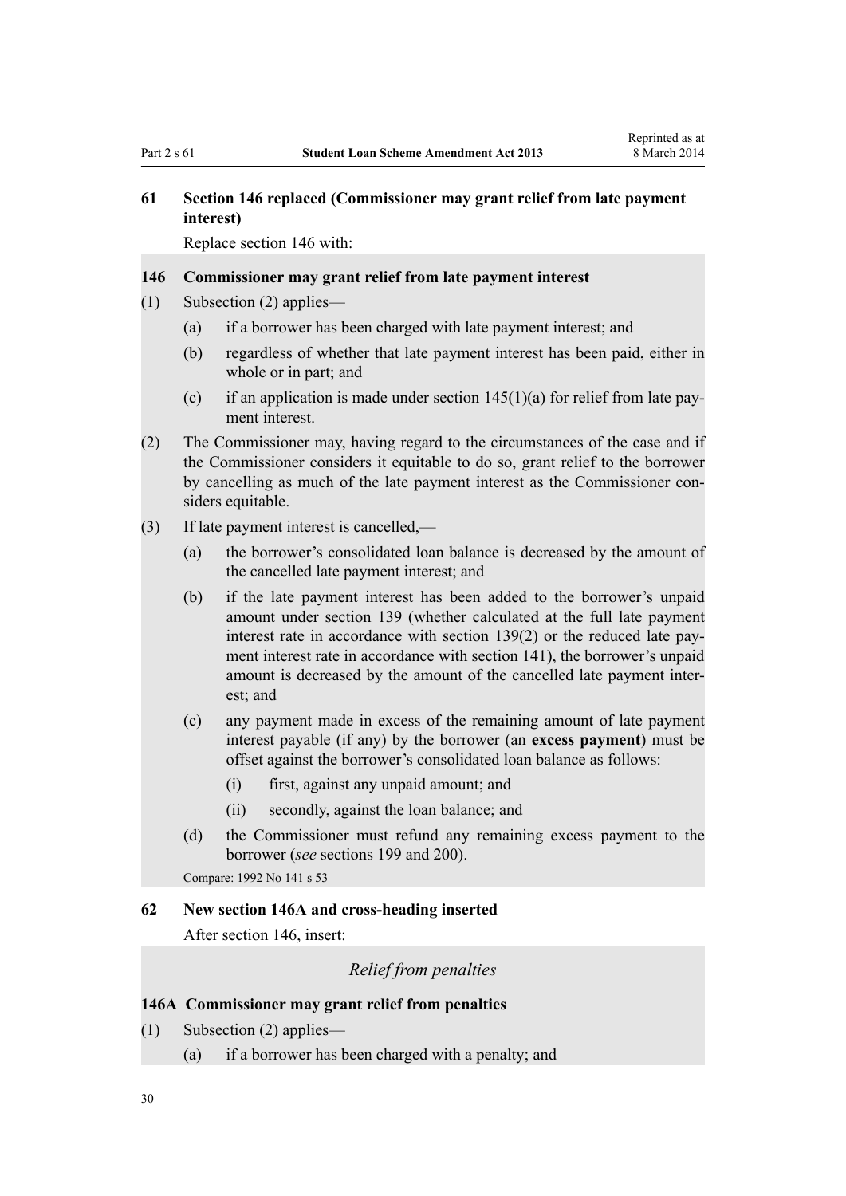### 61 Section 146 replaced (Commissioner may grant relief from late payment interest)

Replace section 146 with:

#### 146 Commissioner may grant relief from late payment interest

(1) Subsection (2) applies—

(a) if a borrower has been charged with late payment interest; and

(b) regardless of whether that late payment interest has been paid, either in whole or in part; and

(c) if an application is made under section 145(1)(a) for relief from late payment interest.

(2) The Commissioner may, having regard to the circumstances of the case and if the Commissioner considers it equitable to do so, grant relief to the borrower by cancelling as much of the late payment interest as the Commissioner considers equitable.

(3) If late payment interest is cancelled,—

(a) the borrower's consolidated loan balance is decreased by the amount of the cancelled late payment interest; and

(b) if the late payment interest has been added to the borrower's unpaid amount under section 139 (whether calculated at the full late payment interest rate in accordance with section 139(2) or the reduced late payment interest rate in accordance with section 141), the borrower's unpaid amount is decreased by the amount of the cancelled late payment interest; and

(c) any payment made in excess of the remaining amount of late payment interest payable (if any) by the borrower (an **excess payment**) must be offset against the borrower's consolidated loan balance as follows:

(i) first, against any unpaid amount; and

(ii) secondly, against the loan balance; and

(d) the Commissioner must refund any remaining excess payment to the borrower (*see* sections 199 and 200).

Compare: 1992 No 141 s 53

### 62 New section 146A and cross-heading inserted

After section 146, insert:

*Relief from penalties*

#### 146A Commissioner may grant relief from penalties

(1) Subsection (2) applies—

(a) if a borrower has been charged with a penalty; and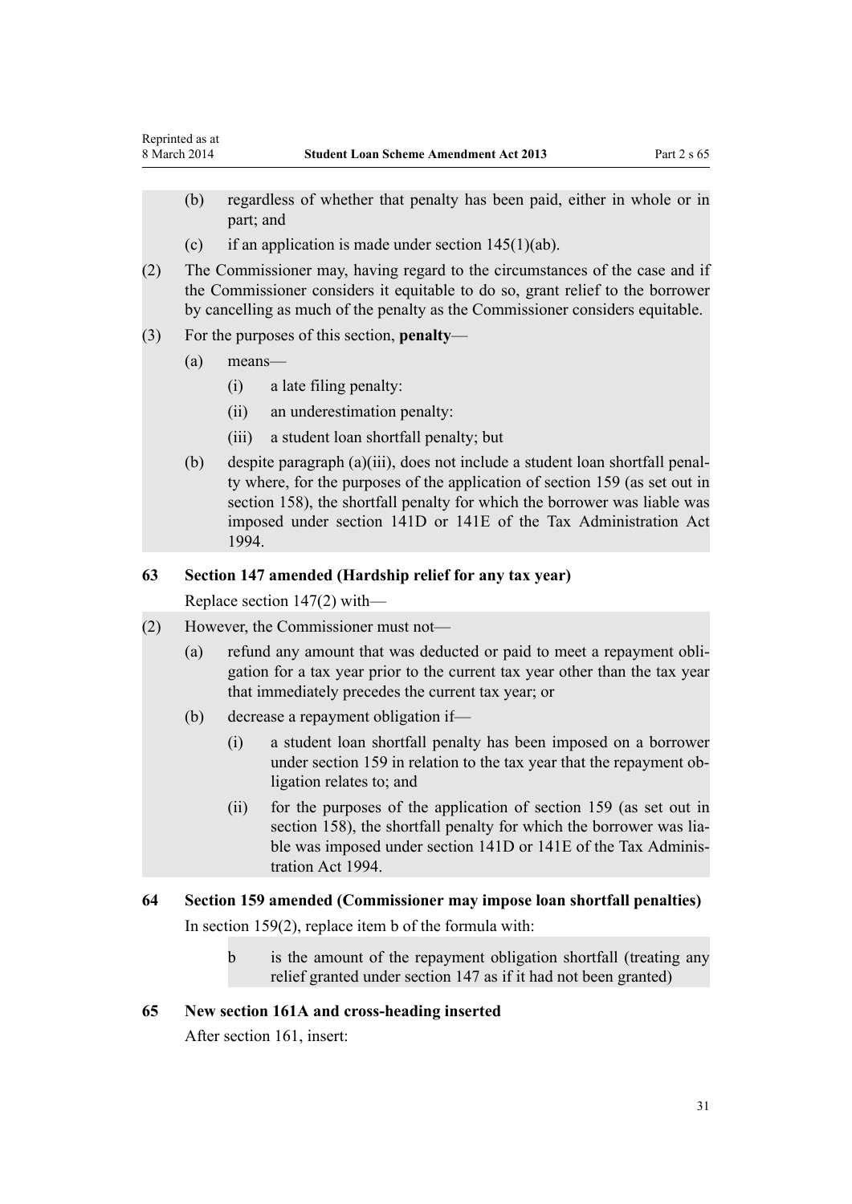(b) regardless of whether that penalty has been paid, either in whole or in part; and

(c) if an application is made under section 145(1)(ab).

(2) The Commissioner may, having regard to the circumstances of the case and if the Commissioner considers it equitable to do so, grant relief to the borrower by cancelling as much of the penalty as the Commissioner considers equitable.

(3) For the purposes of this section, **penalty**—

(a) means—

(i) a late filing penalty:

(ii) an underestimation penalty:

(iii) a student loan shortfall penalty; but

(b) despite paragraph (a)(iii), does not include a student loan shortfall penalty where, for the purposes of the application of section 159 (as set out in section 158), the shortfall penalty for which the borrower was liable was imposed under section 141D or 141E of the Tax Administration Act 1994.

### 63 Section 147 amended (Hardship relief for any tax year)

Replace section 147(2) with—

(2) However, the Commissioner must not—

(a) refund any amount that was deducted or paid to meet a repayment obligation for a tax year prior to the current tax year other than the tax year that immediately precedes the current tax year; or

(b) decrease a repayment obligation if—

(i) a student loan shortfall penalty has been imposed on a borrower under section 159 in relation to the tax year that the repayment obligation relates to; and

(ii) for the purposes of the application of section 159 (as set out in section 158), the shortfall penalty for which the borrower was liable was imposed under section 141D or 141E of the Tax Administration Act 1994.

### 64 Section 159 amended (Commissioner may impose loan shortfall penalties)

In section 159(2), replace item b of the formula with:

b is the amount of the repayment obligation shortfall (treating any relief granted under section 147 as if it had not been granted)

### 65 New section 161A and cross-heading inserted

After section 161, insert: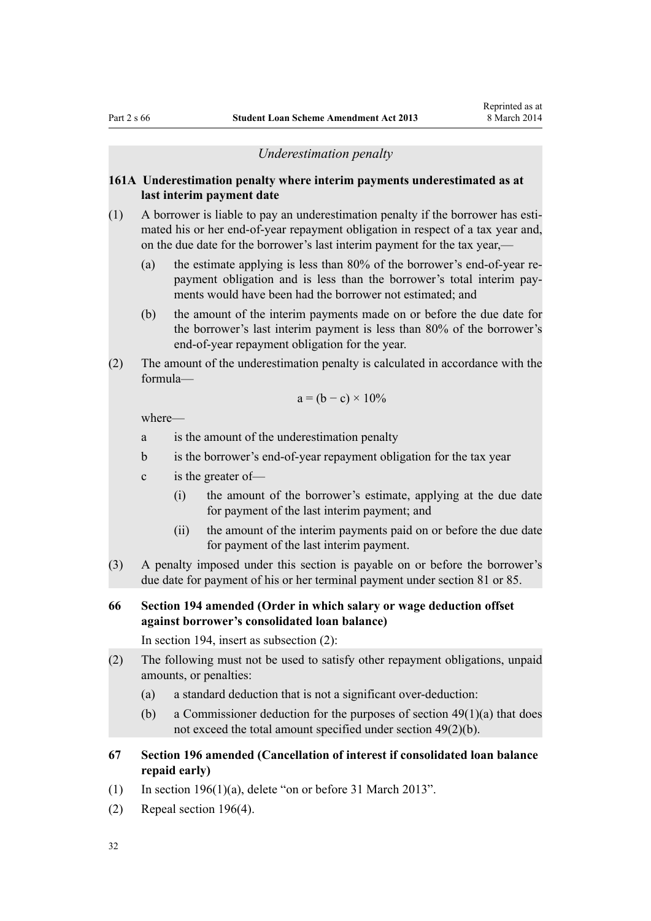*Underestimation penalty*

### 161A Underestimation penalty where interim payments underestimated as at last interim payment date

(1) A borrower is liable to pay an underestimation penalty if the borrower has estimated his or her end-of-year repayment obligation in respect of a tax year and, on the due date for the borrower's last interim payment for the tax year,—

  (a) the estimate applying is less than 80% of the borrower's end-of-year repayment obligation and is less than the borrower's total interim payments would have been had the borrower not estimated; and

  (b) the amount of the interim payments made on or before the due date for the borrower's last interim payment is less than 80% of the borrower's end-of-year repayment obligation for the year.

(2) The amount of the underestimation penalty is calculated in accordance with the formula—

$$a = (b - c) \times 10\%$$

where—

  a is the amount of the underestimation penalty

  b is the borrower's end-of-year repayment obligation for the tax year

  c is the greater of—

    (i) the amount of the borrower's estimate, applying at the due date for payment of the last interim payment; and

    (ii) the amount of the interim payments paid on or before the due date for payment of the last interim payment.

(3) A penalty imposed under this section is payable on or before the borrower's due date for payment of his or her terminal payment under section 81 or 85.

### 66 Section 194 amended (Order in which salary or wage deduction offset against borrower's consolidated loan balance)

In section 194, insert as subsection (2):

(2) The following must not be used to satisfy other repayment obligations, unpaid amounts, or penalties:

  (a) a standard deduction that is not a significant over-deduction:

  (b) a Commissioner deduction for the purposes of section 49(1)(a) that does not exceed the total amount specified under section 49(2)(b).

### 67 Section 196 amended (Cancellation of interest if consolidated loan balance repaid early)

(1) In section 196(1)(a), delete "on or before 31 March 2013".

(2) Repeal section 196(4).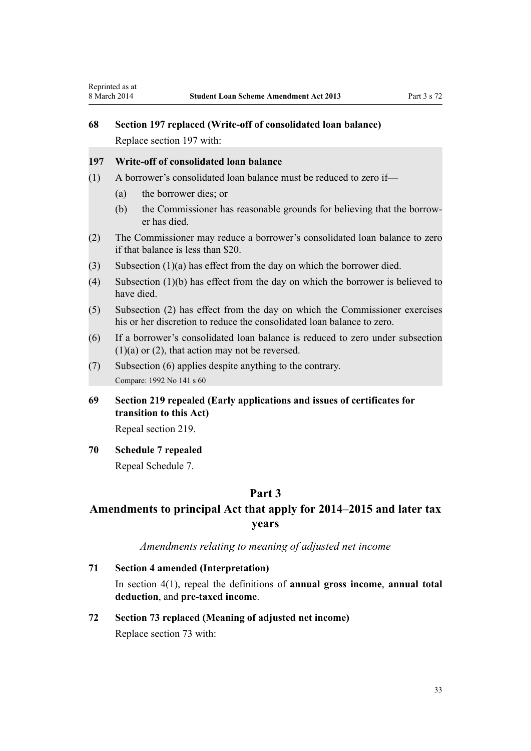### 68 Section 197 replaced (Write-off of consolidated loan balance)

Replace section 197 with:

### 197 Write-off of consolidated loan balance

(1) A borrower's consolidated loan balance must be reduced to zero if—

(a) the borrower dies; or

(b) the Commissioner has reasonable grounds for believing that the borrower has died.

(2) The Commissioner may reduce a borrower's consolidated loan balance to zero if that balance is less than $20.

(3) Subsection (1)(a) has effect from the day on which the borrower died.

(4) Subsection (1)(b) has effect from the day on which the borrower is believed to have died.

(5) Subsection (2) has effect from the day on which the Commissioner exercises his or her discretion to reduce the consolidated loan balance to zero.

(6) If a borrower's consolidated loan balance is reduced to zero under subsection (1)(a) or (2), that action may not be reversed.

(7) Subsection (6) applies despite anything to the contrary.

Compare: 1992 No 141 s 60

### 69 Section 219 repealed (Early applications and issues of certificates for transition to this Act)

Repeal section 219.

### 70 Schedule 7 repealed

Repeal Schedule 7.

## Part 3
## Amendments to principal Act that apply for 2014–2015 and later tax years

*Amendments relating to meaning of adjusted net income*

### 71 Section 4 amended (Interpretation)

In section 4(1), repeal the definitions of **annual gross income**, **annual total deduction**, and **pre-taxed income**.

### 72 Section 73 replaced (Meaning of adjusted net income)

Replace section 73 with: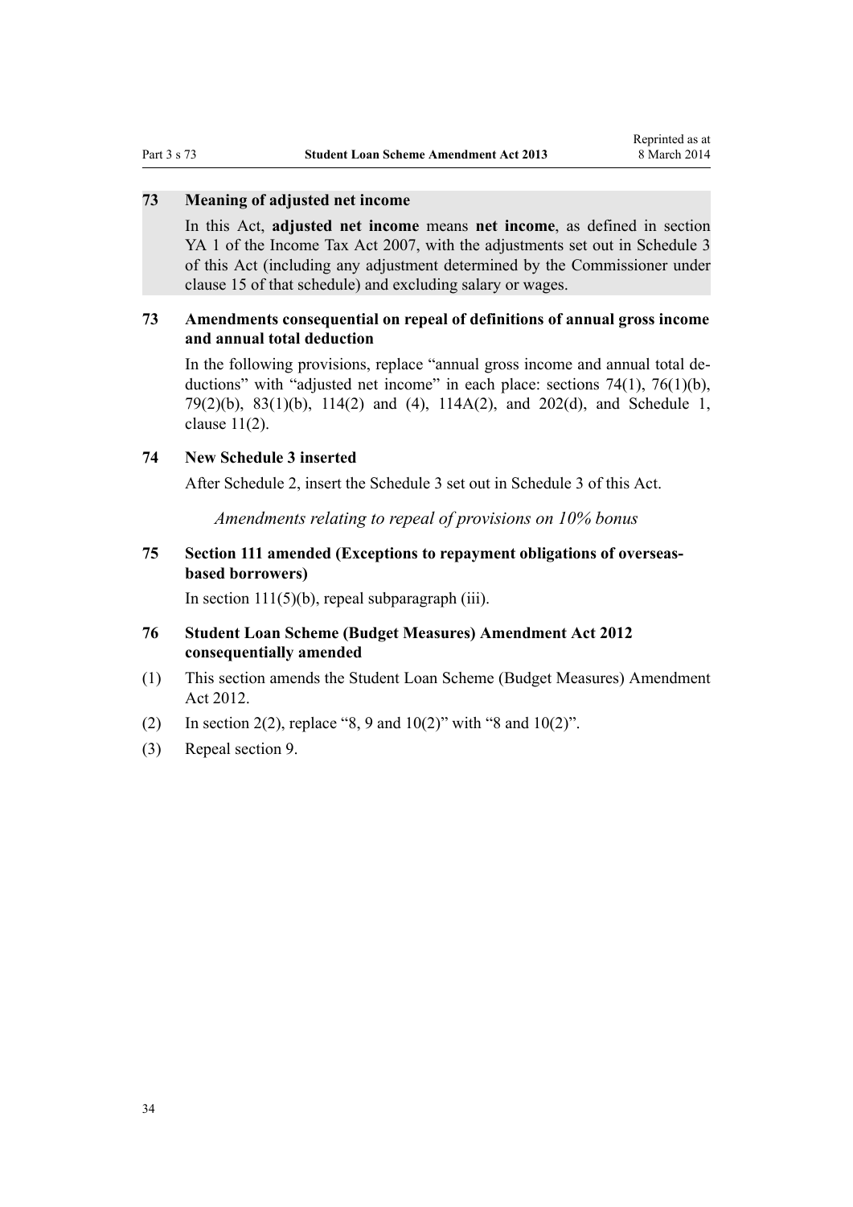### 73 Meaning of adjusted net income

In this Act, **adjusted net income** means **net income**, as defined in section YA 1 of the Income Tax Act 2007, with the adjustments set out in Schedule 3 of this Act (including any adjustment determined by the Commissioner under clause 15 of that schedule) and excluding salary or wages.

### 73 Amendments consequential on repeal of definitions of annual gross income and annual total deduction

In the following provisions, replace "annual gross income and annual total deductions" with "adjusted net income" in each place: sections 74(1), 76(1)(b), 79(2)(b), 83(1)(b), 114(2) and (4), 114A(2), and 202(d), and Schedule 1, clause 11(2).

### 74 New Schedule 3 inserted

After Schedule 2, insert the Schedule 3 set out in Schedule 3 of this Act.

*Amendments relating to repeal of provisions on 10% bonus*

### 75 Section 111 amended (Exceptions to repayment obligations of overseas-based borrowers)

In section 111(5)(b), repeal subparagraph (iii).

### 76 Student Loan Scheme (Budget Measures) Amendment Act 2012 consequentially amended

(1) This section amends the Student Loan Scheme (Budget Measures) Amendment Act 2012.

(2) In section 2(2), replace "8, 9 and 10(2)" with "8 and 10(2)".

(3) Repeal section 9.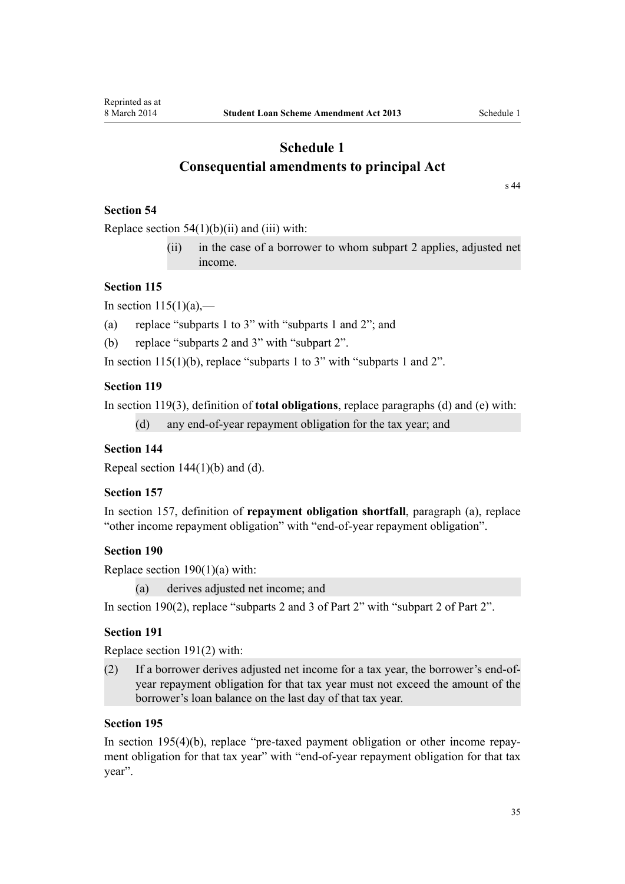# Schedule 1
## Consequential amendments to principal Act

s 44

### Section 54

Replace section 54(1)(b)(ii) and (iii) with:

> (ii) in the case of a borrower to whom subpart 2 applies, adjusted net income.

### Section 115

In section 115(1)(a),—

(a) replace "subparts 1 to 3" with "subparts 1 and 2"; and

(b) replace "subparts 2 and 3" with "subpart 2".

In section 115(1)(b), replace "subparts 1 to 3" with "subparts 1 and 2".

### Section 119

In section 119(3), definition of **total obligations**, replace paragraphs (d) and (e) with:

> (d) any end-of-year repayment obligation for the tax year; and

### Section 144

Repeal section 144(1)(b) and (d).

### Section 157

In section 157, definition of **repayment obligation shortfall**, paragraph (a), replace "other income repayment obligation" with "end-of-year repayment obligation".

### Section 190

Replace section 190(1)(a) with:

> (a) derives adjusted net income; and

In section 190(2), replace "subparts 2 and 3 of Part 2" with "subpart 2 of Part 2".

### Section 191

Replace section 191(2) with:

> (2) If a borrower derives adjusted net income for a tax year, the borrower's end-of-year repayment obligation for that tax year must not exceed the amount of the borrower's loan balance on the last day of that tax year.

### Section 195

In section 195(4)(b), replace "pre-taxed payment obligation or other income repayment obligation for that tax year" with "end-of-year repayment obligation for that tax year".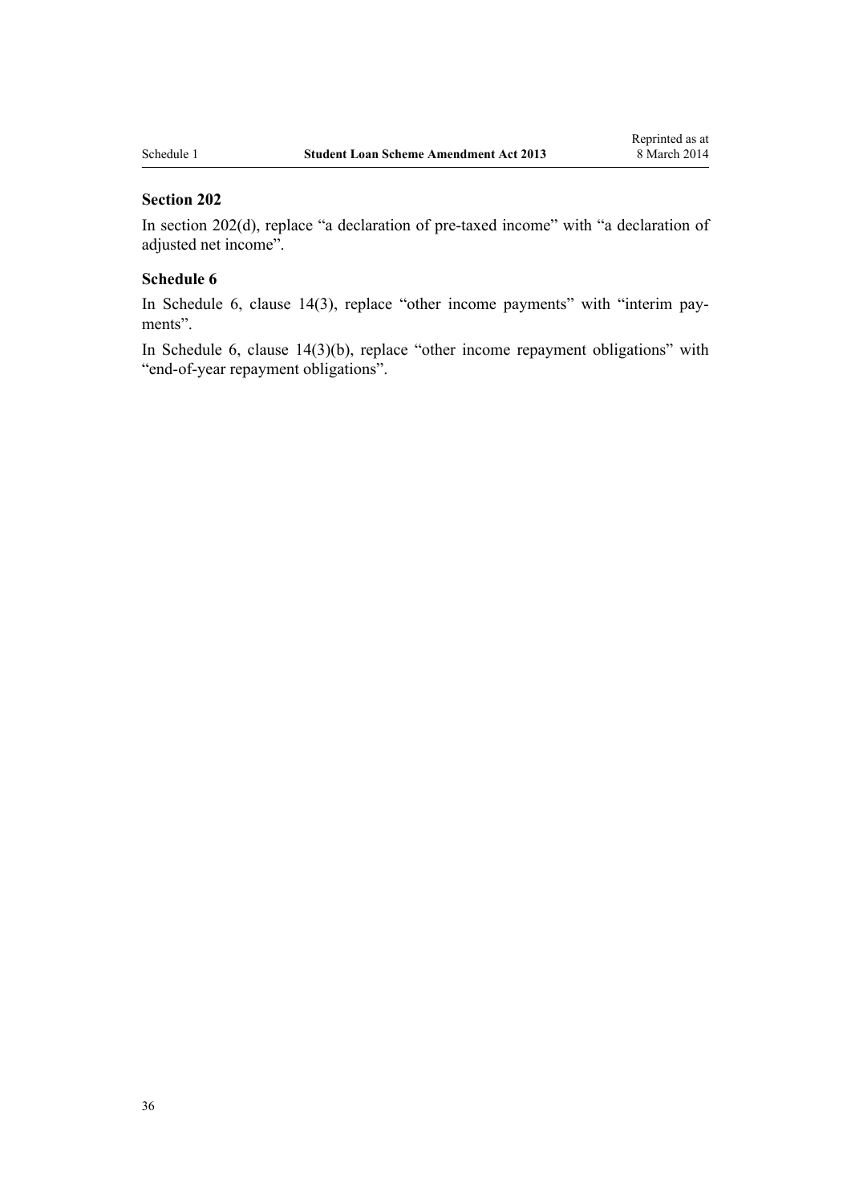## Section 202

In section 202(d), replace "a declaration of pre-taxed income" with "a declaration of adjusted net income".

## Schedule 6

In Schedule 6, clause 14(3), replace "other income payments" with "interim payments".

In Schedule 6, clause 14(3)(b), replace "other income repayment obligations" with "end-of-year repayment obligations".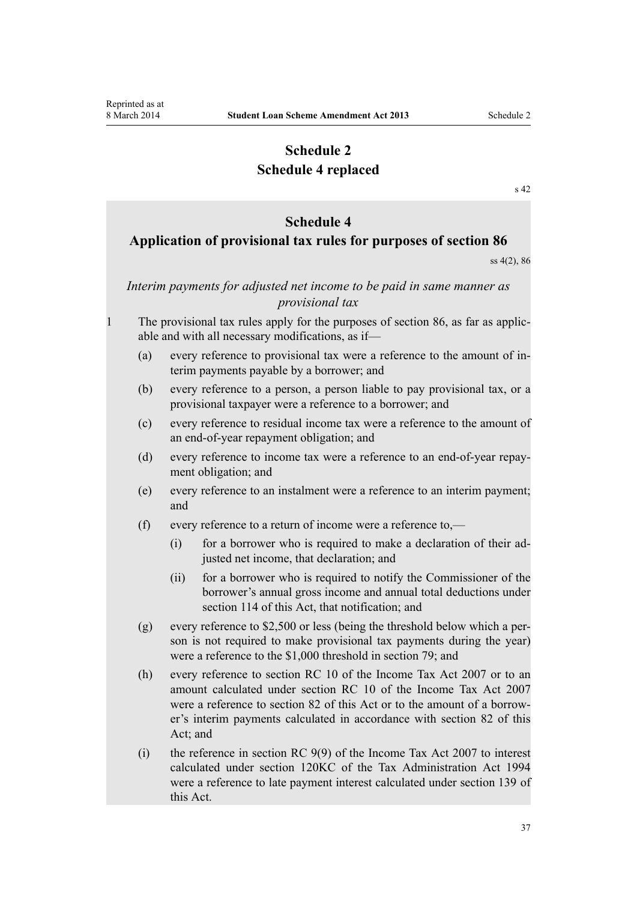# Schedule 2
# Schedule 4 replaced

s 42

## Schedule 4
## Application of provisional tax rules for purposes of section 86

ss 4(2), 86

*Interim payments for adjusted net income to be paid in same manner as provisional tax*

1 The provisional tax rules apply for the purposes of section 86, as far as applicable and with all necessary modifications, as if—

(a) every reference to provisional tax were a reference to the amount of interim payments payable by a borrower; and

(b) every reference to a person, a person liable to pay provisional tax, or a provisional taxpayer were a reference to a borrower; and

(c) every reference to residual income tax were a reference to the amount of an end-of-year repayment obligation; and

(d) every reference to income tax were a reference to an end-of-year repayment obligation; and

(e) every reference to an instalment were a reference to an interim payment; and

(f) every reference to a return of income were a reference to,—

(i) for a borrower who is required to make a declaration of their adjusted net income, that declaration; and

(ii) for a borrower who is required to notify the Commissioner of the borrower's annual gross income and annual total deductions under section 114 of this Act, that notification; and

(g) every reference to $2,500 or less (being the threshold below which a person is not required to make provisional tax payments during the year) were a reference to the $1,000 threshold in section 79; and

(h) every reference to section RC 10 of the Income Tax Act 2007 or to an amount calculated under section RC 10 of the Income Tax Act 2007 were a reference to section 82 of this Act or to the amount of a borrower's interim payments calculated in accordance with section 82 of this Act; and

(i) the reference in section RC 9(9) of the Income Tax Act 2007 to interest calculated under section 120KC of the Tax Administration Act 1994 were a reference to late payment interest calculated under section 139 of this Act.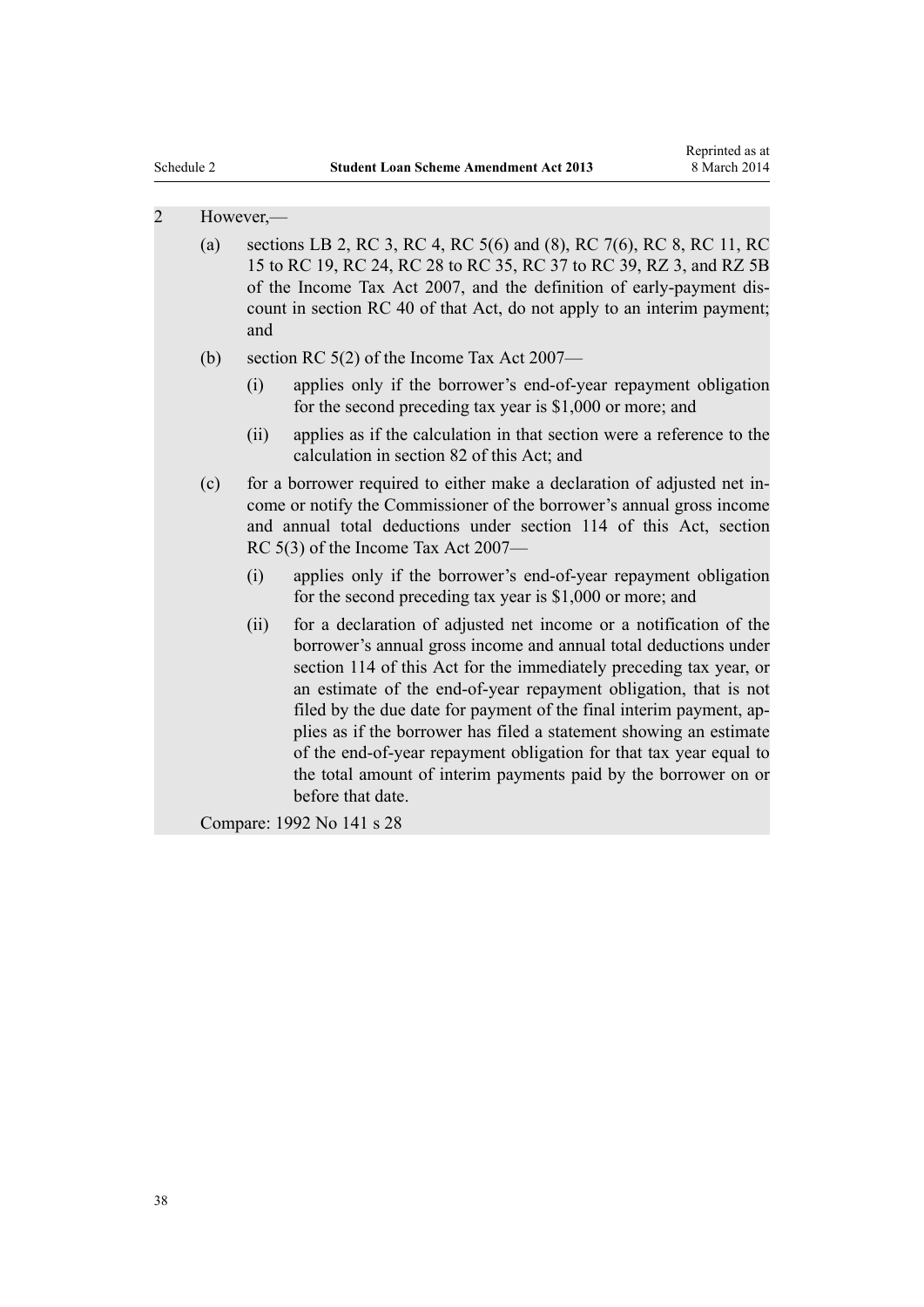2 However,—

(a) sections LB 2, RC 3, RC 4, RC 5(6) and (8), RC 7(6), RC 8, RC 11, RC 15 to RC 19, RC 24, RC 28 to RC 35, RC 37 to RC 39, RZ 3, and RZ 5B of the Income Tax Act 2007, and the definition of early-payment discount in section RC 40 of that Act, do not apply to an interim payment; and

(b) section RC 5(2) of the Income Tax Act 2007—

(i) applies only if the borrower's end-of-year repayment obligation for the second preceding tax year is $1,000 or more; and

(ii) applies as if the calculation in that section were a reference to the calculation in section 82 of this Act; and

(c) for a borrower required to either make a declaration of adjusted net income or notify the Commissioner of the borrower's annual gross income and annual total deductions under section 114 of this Act, section RC 5(3) of the Income Tax Act 2007—

(i) applies only if the borrower's end-of-year repayment obligation for the second preceding tax year is $1,000 or more; and

(ii) for a declaration of adjusted net income or a notification of the borrower's annual gross income and annual total deductions under section 114 of this Act for the immediately preceding tax year, or an estimate of the end-of-year repayment obligation, that is not filed by the due date for payment of the final interim payment, applies as if the borrower has filed a statement showing an estimate of the end-of-year repayment obligation for that tax year equal to the total amount of interim payments paid by the borrower on or before that date.

Compare: 1992 No 141 s 28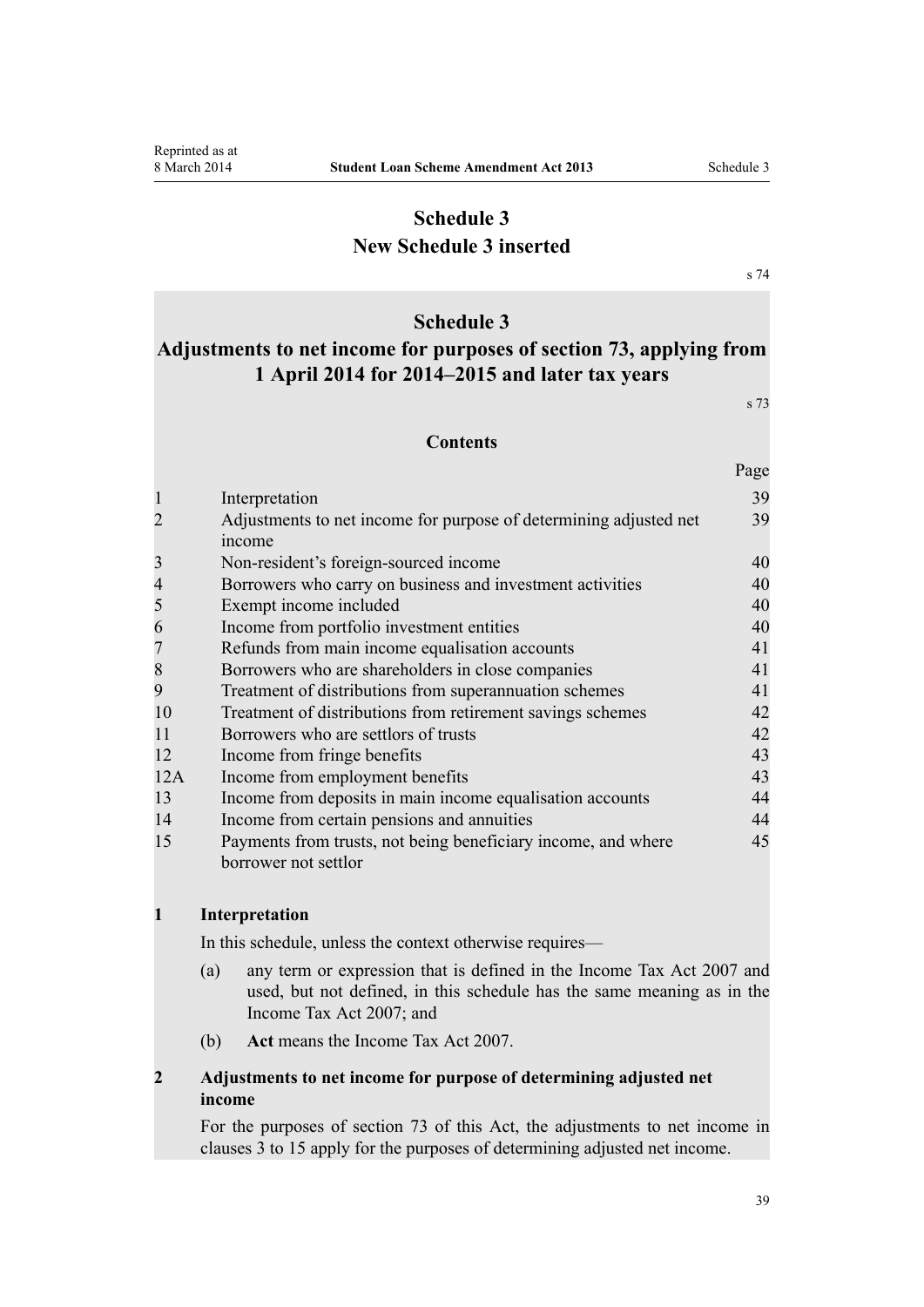# Schedule 3
# New Schedule 3 inserted

s 74

## Schedule 3
## Adjustments to net income for purposes of section 73, applying from 1 April 2014 for 2014–2015 and later tax years

s 73

### Contents

| | | Page |
|---|---|---|
| 1 | Interpretation | 39 |
| 2 | Adjustments to net income for purpose of determining adjusted net income | 39 |
| 3 | Non-resident's foreign-sourced income | 40 |
| 4 | Borrowers who carry on business and investment activities | 40 |
| 5 | Exempt income included | 40 |
| 6 | Income from portfolio investment entities | 40 |
| 7 | Refunds from main income equalisation accounts | 41 |
| 8 | Borrowers who are shareholders in close companies | 41 |
| 9 | Treatment of distributions from superannuation schemes | 41 |
| 10 | Treatment of distributions from retirement savings schemes | 42 |
| 11 | Borrowers who are settlors of trusts | 42 |
| 12 | Income from fringe benefits | 43 |
| 12A | Income from employment benefits | 43 |
| 13 | Income from deposits in main income equalisation accounts | 44 |
| 14 | Income from certain pensions and annuities | 44 |
| 15 | Payments from trusts, not being beneficiary income, and where borrower not settlor | 45 |

**1 Interpretation**

In this schedule, unless the context otherwise requires—

(a) any term or expression that is defined in the Income Tax Act 2007 and used, but not defined, in this schedule has the same meaning as in the Income Tax Act 2007; and

(b) **Act** means the Income Tax Act 2007.

**2 Adjustments to net income for purpose of determining adjusted net income**

For the purposes of section 73 of this Act, the adjustments to net income in clauses 3 to 15 apply for the purposes of determining adjusted net income.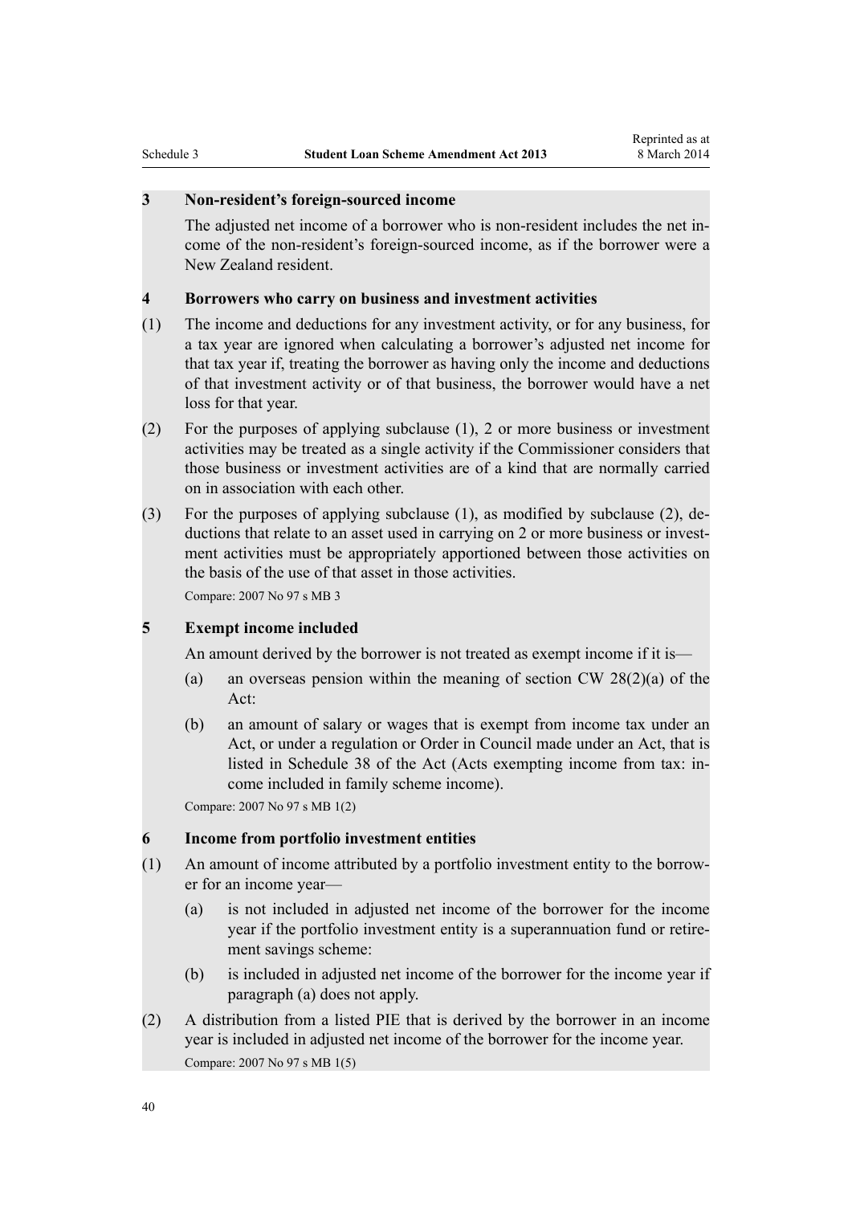### 3 Non-resident's foreign-sourced income

The adjusted net income of a borrower who is non-resident includes the net income of the non-resident's foreign-sourced income, as if the borrower were a New Zealand resident.

### 4 Borrowers who carry on business and investment activities

(1) The income and deductions for any investment activity, or for any business, for a tax year are ignored when calculating a borrower's adjusted net income for that tax year if, treating the borrower as having only the income and deductions of that investment activity or of that business, the borrower would have a net loss for that year.

(2) For the purposes of applying subclause (1), 2 or more business or investment activities may be treated as a single activity if the Commissioner considers that those business or investment activities are of a kind that are normally carried on in association with each other.

(3) For the purposes of applying subclause (1), as modified by subclause (2), deductions that relate to an asset used in carrying on 2 or more business or investment activities must be appropriately apportioned between those activities on the basis of the use of that asset in those activities.

Compare: 2007 No 97 s MB 3

### 5 Exempt income included

An amount derived by the borrower is not treated as exempt income if it is—

(a) an overseas pension within the meaning of section CW 28(2)(a) of the Act:

(b) an amount of salary or wages that is exempt from income tax under an Act, or under a regulation or Order in Council made under an Act, that is listed in Schedule 38 of the Act (Acts exempting income from tax: income included in family scheme income).

Compare: 2007 No 97 s MB 1(2)

### 6 Income from portfolio investment entities

(1) An amount of income attributed by a portfolio investment entity to the borrower for an income year—

(a) is not included in adjusted net income of the borrower for the income year if the portfolio investment entity is a superannuation fund or retirement savings scheme:

(b) is included in adjusted net income of the borrower for the income year if paragraph (a) does not apply.

(2) A distribution from a listed PIE that is derived by the borrower in an income year is included in adjusted net income of the borrower for the income year.

Compare: 2007 No 97 s MB 1(5)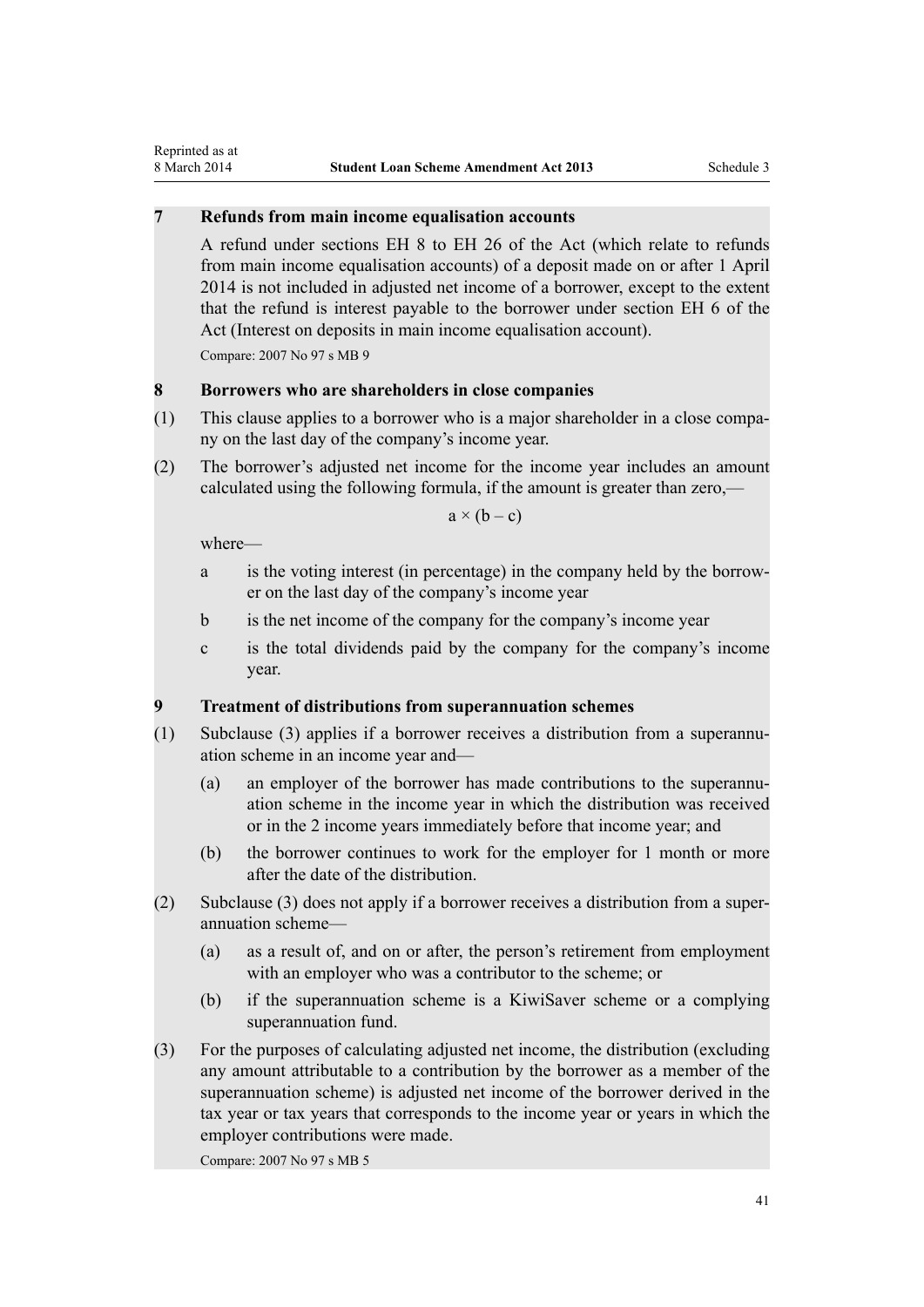### 7 Refunds from main income equalisation accounts

A refund under sections EH 8 to EH 26 of the Act (which relate to refunds from main income equalisation accounts) of a deposit made on or after 1 April 2014 is not included in adjusted net income of a borrower, except to the extent that the refund is interest payable to the borrower under section EH 6 of the Act (Interest on deposits in main income equalisation account).

Compare: 2007 No 97 s MB 9

### 8 Borrowers who are shareholders in close companies

(1) This clause applies to a borrower who is a major shareholder in a close company on the last day of the company's income year.

(2) The borrower's adjusted net income for the income year includes an amount calculated using the following formula, if the amount is greater than zero,—

$$a \times (b - c)$$

where—

- a is the voting interest (in percentage) in the company held by the borrower on the last day of the company's income year
- b is the net income of the company for the company's income year
- c is the total dividends paid by the company for the company's income year.

### 9 Treatment of distributions from superannuation schemes

(1) Subclause (3) applies if a borrower receives a distribution from a superannuation scheme in an income year and—

- (a) an employer of the borrower has made contributions to the superannuation scheme in the income year in which the distribution was received or in the 2 income years immediately before that income year; and
- (b) the borrower continues to work for the employer for 1 month or more after the date of the distribution.

(2) Subclause (3) does not apply if a borrower receives a distribution from a superannuation scheme—

- (a) as a result of, and on or after, the person's retirement from employment with an employer who was a contributor to the scheme; or
- (b) if the superannuation scheme is a KiwiSaver scheme or a complying superannuation fund.

(3) For the purposes of calculating adjusted net income, the distribution (excluding any amount attributable to a contribution by the borrower as a member of the superannuation scheme) is adjusted net income of the borrower derived in the tax year or tax years that corresponds to the income year or years in which the employer contributions were made.

Compare: 2007 No 97 s MB 5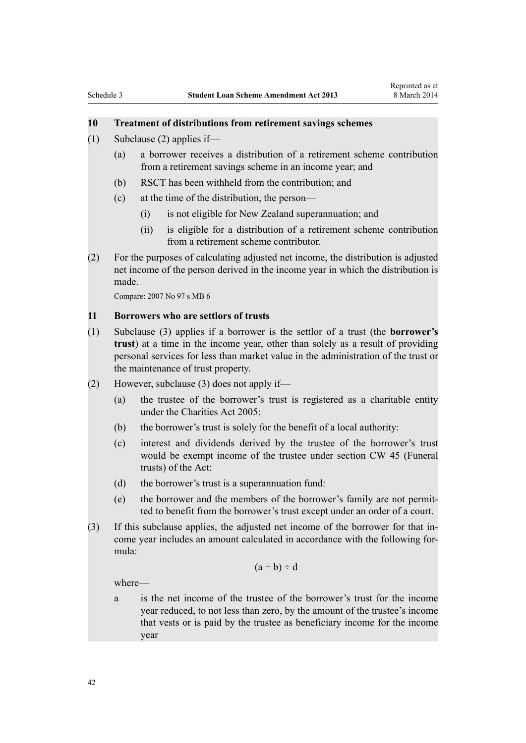### 10 Treatment of distributions from retirement savings schemes

(1) Subclause (2) applies if—

(a) a borrower receives a distribution of a retirement scheme contribution from a retirement savings scheme in an income year; and

(b) RSCT has been withheld from the contribution; and

(c) at the time of the distribution, the person—

(i) is not eligible for New Zealand superannuation; and

(ii) is eligible for a distribution of a retirement scheme contribution from a retirement scheme contributor.

(2) For the purposes of calculating adjusted net income, the distribution is adjusted net income of the person derived in the income year in which the distribution is made.

Compare: 2007 No 97 s MB 6

### 11 Borrowers who are settlors of trusts

(1) Subclause (3) applies if a borrower is the settlor of a trust (the **borrower's trust**) at a time in the income year, other than solely as a result of providing personal services for less than market value in the administration of the trust or the maintenance of trust property.

(2) However, subclause (3) does not apply if—

(a) the trustee of the borrower's trust is registered as a charitable entity under the Charities Act 2005:

(b) the borrower's trust is solely for the benefit of a local authority:

(c) interest and dividends derived by the trustee of the borrower's trust would be exempt income of the trustee under section CW 45 (Funeral trusts) of the Act:

(d) the borrower's trust is a superannuation fund:

(e) the borrower and the members of the borrower's family are not permitted to benefit from the borrower's trust except under an order of a court.

(3) If this subclause applies, the adjusted net income of the borrower for that income year includes an amount calculated in accordance with the following formula:

$$(a + b) \div d$$

where—

a is the net income of the trustee of the borrower's trust for the income year reduced, to not less than zero, by the amount of the trustee's income that vests or is paid by the trustee as beneficiary income for the income year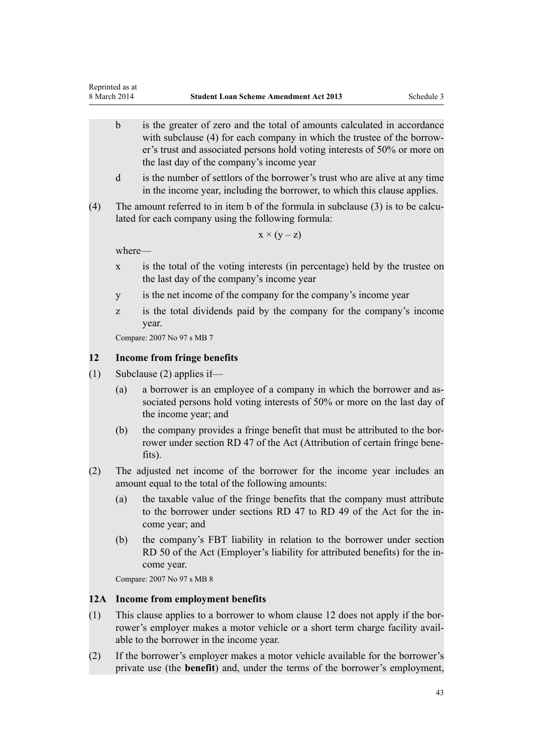b is the greater of zero and the total of amounts calculated in accordance with subclause (4) for each company in which the trustee of the borrower's trust and associated persons hold voting interests of 50% or more on the last day of the company's income year

d is the number of settlors of the borrower's trust who are alive at any time in the income year, including the borrower, to which this clause applies.

(4) The amount referred to in item b of the formula in subclause (3) is to be calculated for each company using the following formula:

$$x \times (y - z)$$

where—

x is the total of the voting interests (in percentage) held by the trustee on the last day of the company's income year

y is the net income of the company for the company's income year

z is the total dividends paid by the company for the company's income year.

Compare: 2007 No 97 s MB 7

### 12 Income from fringe benefits

(1) Subclause (2) applies if—

(a) a borrower is an employee of a company in which the borrower and associated persons hold voting interests of 50% or more on the last day of the income year; and

(b) the company provides a fringe benefit that must be attributed to the borrower under section RD 47 of the Act (Attribution of certain fringe benefits).

(2) The adjusted net income of the borrower for the income year includes an amount equal to the total of the following amounts:

(a) the taxable value of the fringe benefits that the company must attribute to the borrower under sections RD 47 to RD 49 of the Act for the income year; and

(b) the company's FBT liability in relation to the borrower under section RD 50 of the Act (Employer's liability for attributed benefits) for the income year.

Compare: 2007 No 97 s MB 8

### 12A Income from employment benefits

(1) This clause applies to a borrower to whom clause 12 does not apply if the borrower's employer makes a motor vehicle or a short term charge facility available to the borrower in the income year.

(2) If the borrower's employer makes a motor vehicle available for the borrower's private use (the **benefit**) and, under the terms of the borrower's employment,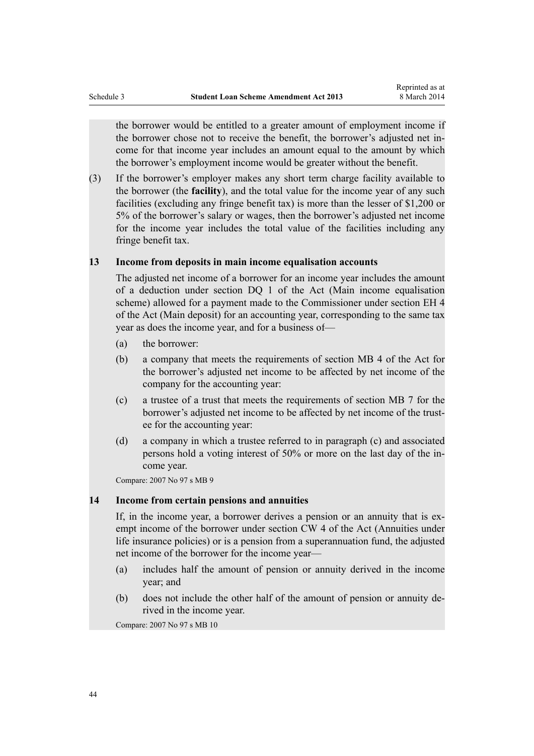the borrower would be entitled to a greater amount of employment income if the borrower chose not to receive the benefit, the borrower's adjusted net income for that income year includes an amount equal to the amount by which the borrower's employment income would be greater without the benefit.

(3) If the borrower's employer makes any short term charge facility available to the borrower (the **facility**), and the total value for the income year of any such facilities (excluding any fringe benefit tax) is more than the lesser of $1,200 or 5% of the borrower's salary or wages, then the borrower's adjusted net income for the income year includes the total value of the facilities including any fringe benefit tax.

### 13 Income from deposits in main income equalisation accounts

The adjusted net income of a borrower for an income year includes the amount of a deduction under section DQ 1 of the Act (Main income equalisation scheme) allowed for a payment made to the Commissioner under section EH 4 of the Act (Main deposit) for an accounting year, corresponding to the same tax year as does the income year, and for a business of—

(a) the borrower:

(b) a company that meets the requirements of section MB 4 of the Act for the borrower's adjusted net income to be affected by net income of the company for the accounting year:

(c) a trustee of a trust that meets the requirements of section MB 7 for the borrower's adjusted net income to be affected by net income of the trustee for the accounting year:

(d) a company in which a trustee referred to in paragraph (c) and associated persons hold a voting interest of 50% or more on the last day of the income year.

Compare: 2007 No 97 s MB 9

### 14 Income from certain pensions and annuities

If, in the income year, a borrower derives a pension or an annuity that is exempt income of the borrower under section CW 4 of the Act (Annuities under life insurance policies) or is a pension from a superannuation fund, the adjusted net income of the borrower for the income year—

(a) includes half the amount of pension or annuity derived in the income year; and

(b) does not include the other half of the amount of pension or annuity derived in the income year.

Compare: 2007 No 97 s MB 10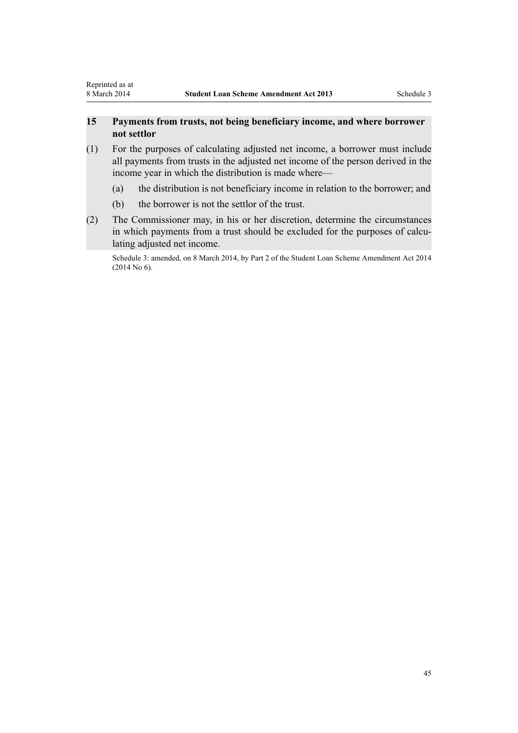### 15 Payments from trusts, not being beneficiary income, and where borrower not settlor

(1) For the purposes of calculating adjusted net income, a borrower must include all payments from trusts in the adjusted net income of the person derived in the income year in which the distribution is made where—

(a) the distribution is not beneficiary income in relation to the borrower; and

(b) the borrower is not the settlor of the trust.

(2) The Commissioner may, in his or her discretion, determine the circumstances in which payments from a trust should be excluded for the purposes of calculating adjusted net income.

Schedule 3: amended, on 8 March 2014, by Part 2 of the Student Loan Scheme Amendment Act 2014 (2014 No 6).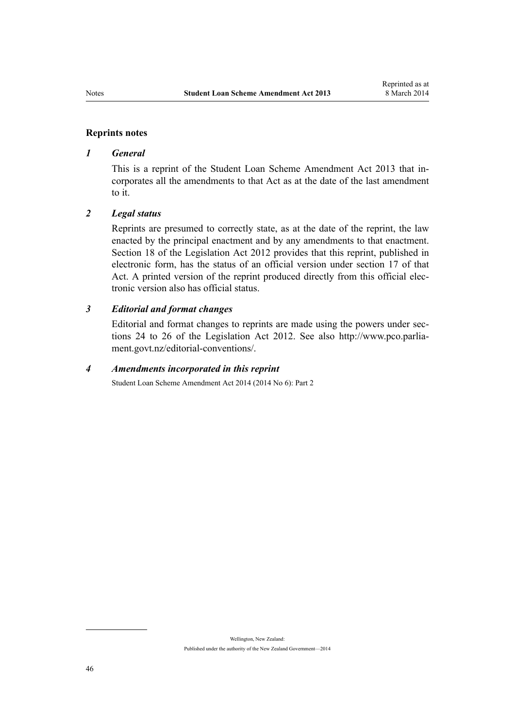## Reprints notes

### *1 General*

This is a reprint of the Student Loan Scheme Amendment Act 2013 that incorporates all the amendments to that Act as at the date of the last amendment to it.

### *2 Legal status*

Reprints are presumed to correctly state, as at the date of the reprint, the law enacted by the principal enactment and by any amendments to that enactment. Section 18 of the Legislation Act 2012 provides that this reprint, published in electronic form, has the status of an official version under section 17 of that Act. A printed version of the reprint produced directly from this official electronic version also has official status.

### *3 Editorial and format changes*

Editorial and format changes to reprints are made using the powers under sections 24 to 26 of the Legislation Act 2012. See also http://www.pco.parliament.govt.nz/editorial-conventions/.

### *4 Amendments incorporated in this reprint*

Student Loan Scheme Amendment Act 2014 (2014 No 6): Part 2

Wellington, New Zealand:

Published under the authority of the New Zealand Government—2014